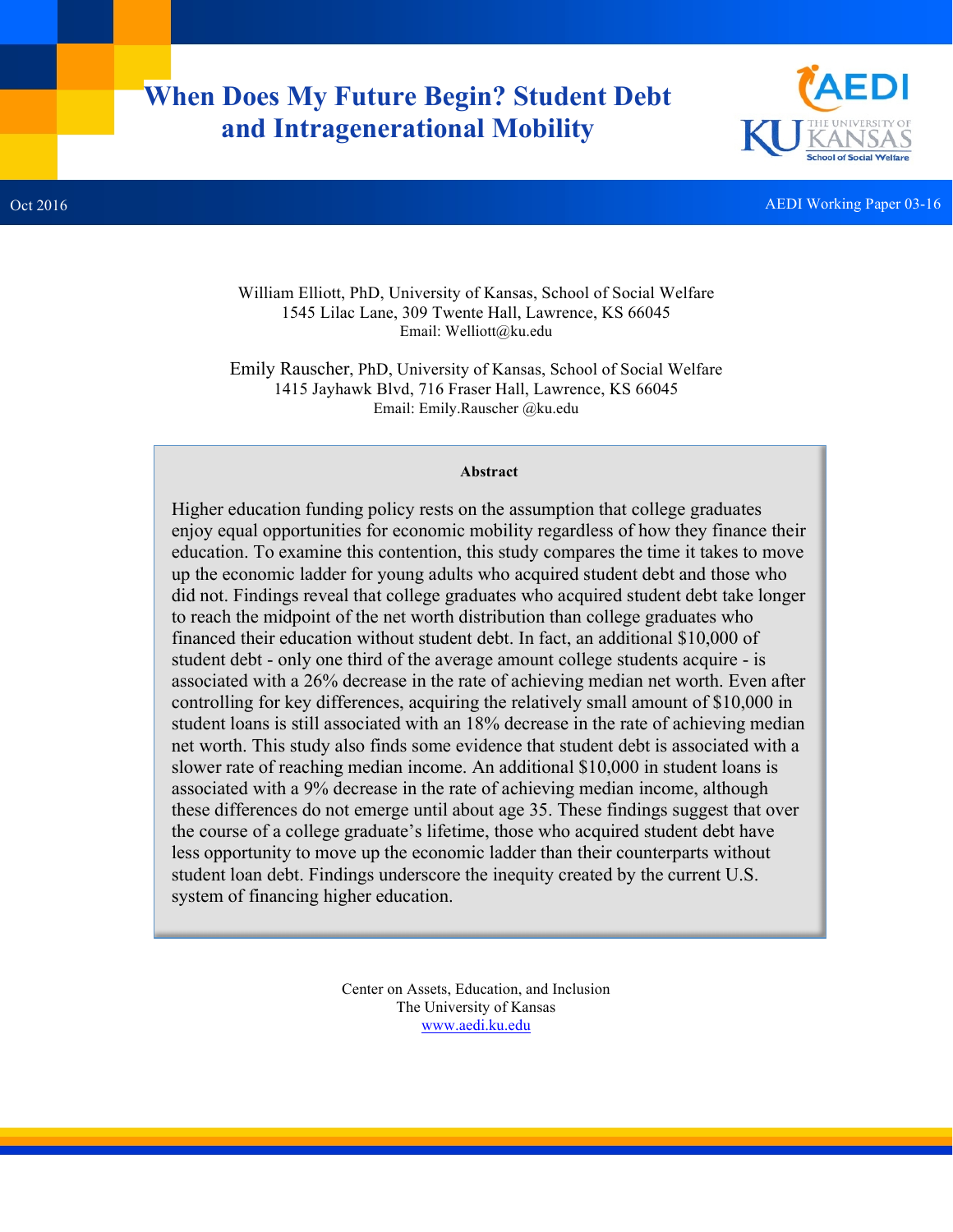# When Does My Future Begin? Student Debt and Intragenerational Mobility

Oct 2016

AEDI Working Paper 03-16

William Elliott, PhD, University of Kansas, School of Social Welfare
1545 Lilac Lane, 309 Twente Hall, Lawrence, KS 66045
Email: Welliott@ku.edu

Emily Rauscher, PhD, University of Kansas, School of Social Welfare
1415 Jayhawk Blvd, 716 Fraser Hall, Lawrence, KS 66045
Email: Emily.Rauscher @ku.edu

**Abstract**

Higher education funding policy rests on the assumption that college graduates enjoy equal opportunities for economic mobility regardless of how they finance their education. To examine this contention, this study compares the time it takes to move up the economic ladder for young adults who acquired student debt and those who did not. Findings reveal that college graduates who acquired student debt take longer to reach the midpoint of the net worth distribution than college graduates who financed their education without student debt. In fact, an additional $10,000 of student debt - only one third of the average amount college students acquire - is associated with a 26% decrease in the rate of achieving median net worth. Even after controlling for key differences, acquiring the relatively small amount of $10,000 in student loans is still associated with an 18% decrease in the rate of achieving median net worth. This study also finds some evidence that student debt is associated with a slower rate of reaching median income. An additional $10,000 in student loans is associated with a 9% decrease in the rate of achieving median income, although these differences do not emerge until about age 35. These findings suggest that over the course of a college graduate's lifetime, those who acquired student debt have less opportunity to move up the economic ladder than their counterparts without student loan debt. Findings underscore the inequity created by the current U.S. system of financing higher education.

Center on Assets, Education, and Inclusion
The University of Kansas
www.aedi.ku.edu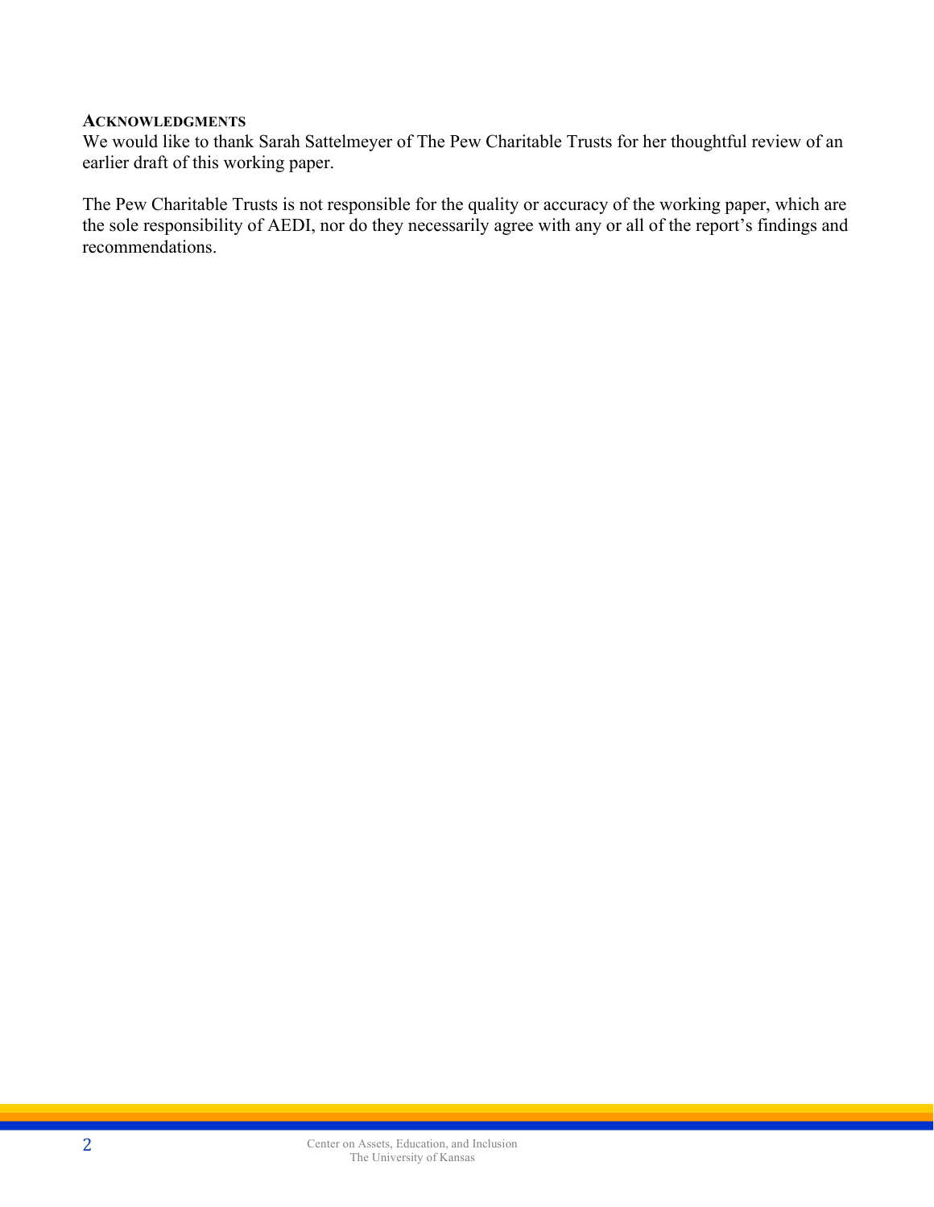### Acknowledgments

We would like to thank Sarah Sattelmeyer of The Pew Charitable Trusts for her thoughtful review of an earlier draft of this working paper.

The Pew Charitable Trusts is not responsible for the quality or accuracy of the working paper, which are the sole responsibility of AEDI, nor do they necessarily agree with any or all of the report's findings and recommendations.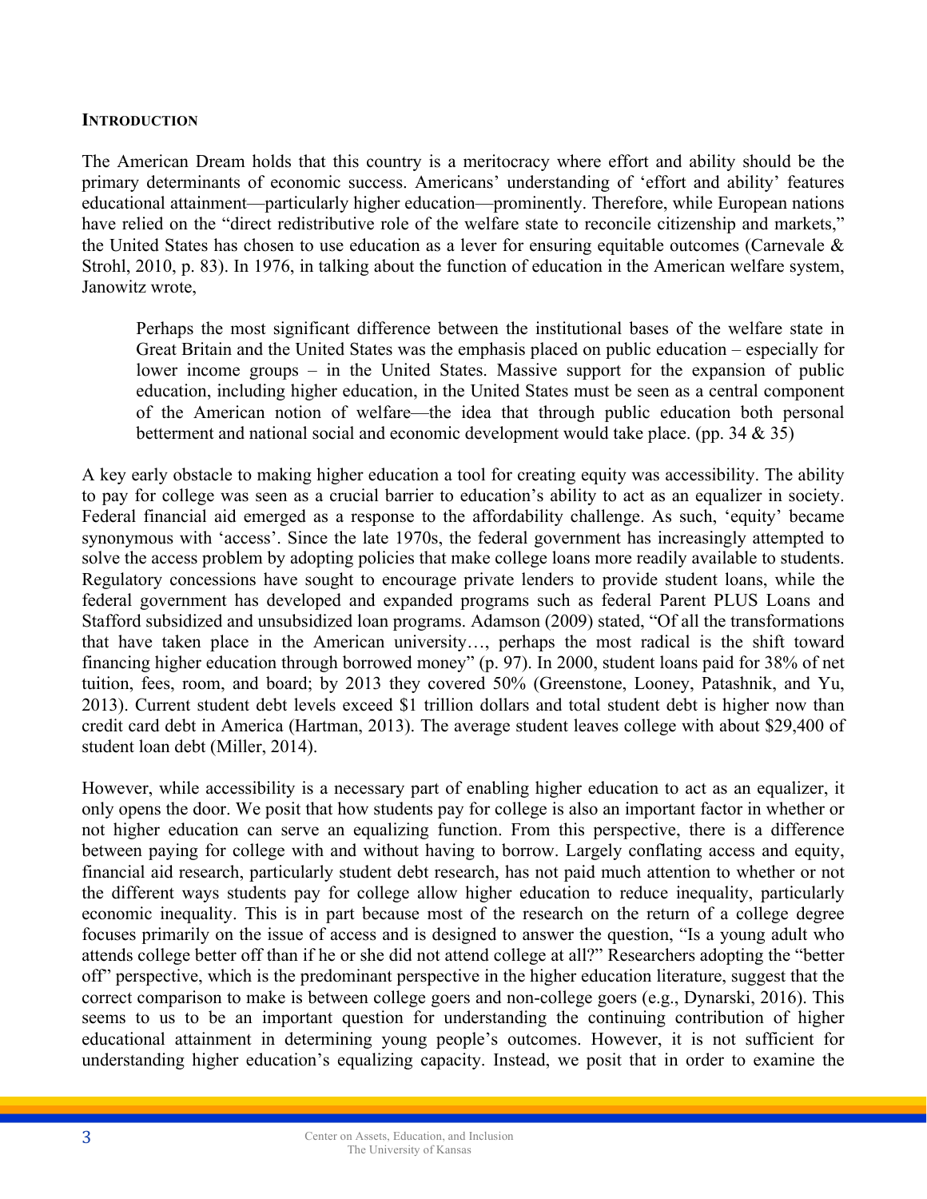## INTRODUCTION

The American Dream holds that this country is a meritocracy where effort and ability should be the primary determinants of economic success. Americans' understanding of 'effort and ability' features educational attainment—particularly higher education—prominently. Therefore, while European nations have relied on the "direct redistributive role of the welfare state to reconcile citizenship and markets," the United States has chosen to use education as a lever for ensuring equitable outcomes (Carnevale & Strohl, 2010, p. 83). In 1976, in talking about the function of education in the American welfare system, Janowitz wrote,

> Perhaps the most significant difference between the institutional bases of the welfare state in Great Britain and the United States was the emphasis placed on public education – especially for lower income groups – in the United States. Massive support for the expansion of public education, including higher education, in the United States must be seen as a central component of the American notion of welfare—the idea that through public education both personal betterment and national social and economic development would take place. (pp. 34 & 35)

A key early obstacle to making higher education a tool for creating equity was accessibility. The ability to pay for college was seen as a crucial barrier to education's ability to act as an equalizer in society. Federal financial aid emerged as a response to the affordability challenge. As such, 'equity' became synonymous with 'access'. Since the late 1970s, the federal government has increasingly attempted to solve the access problem by adopting policies that make college loans more readily available to students. Regulatory concessions have sought to encourage private lenders to provide student loans, while the federal government has developed and expanded programs such as federal Parent PLUS Loans and Stafford subsidized and unsubsidized loan programs. Adamson (2009) stated, "Of all the transformations that have taken place in the American university…, perhaps the most radical is the shift toward financing higher education through borrowed money" (p. 97). In 2000, student loans paid for 38% of net tuition, fees, room, and board; by 2013 they covered 50% (Greenstone, Looney, Patashnik, and Yu, 2013). Current student debt levels exceed $1 trillion dollars and total student debt is higher now than credit card debt in America (Hartman, 2013). The average student leaves college with about $29,400 of student loan debt (Miller, 2014).

However, while accessibility is a necessary part of enabling higher education to act as an equalizer, it only opens the door. We posit that how students pay for college is also an important factor in whether or not higher education can serve an equalizing function. From this perspective, there is a difference between paying for college with and without having to borrow. Largely conflating access and equity, financial aid research, particularly student debt research, has not paid much attention to whether or not the different ways students pay for college allow higher education to reduce inequality, particularly economic inequality. This is in part because most of the research on the return of a college degree focuses primarily on the issue of access and is designed to answer the question, "Is a young adult who attends college better off than if he or she did not attend college at all?" Researchers adopting the "better off" perspective, which is the predominant perspective in the higher education literature, suggest that the correct comparison to make is between college goers and non-college goers (e.g., Dynarski, 2016). This seems to us to be an important question for understanding the continuing contribution of higher educational attainment in determining young people's outcomes. However, it is not sufficient for understanding higher education's equalizing capacity. Instead, we posit that in order to examine the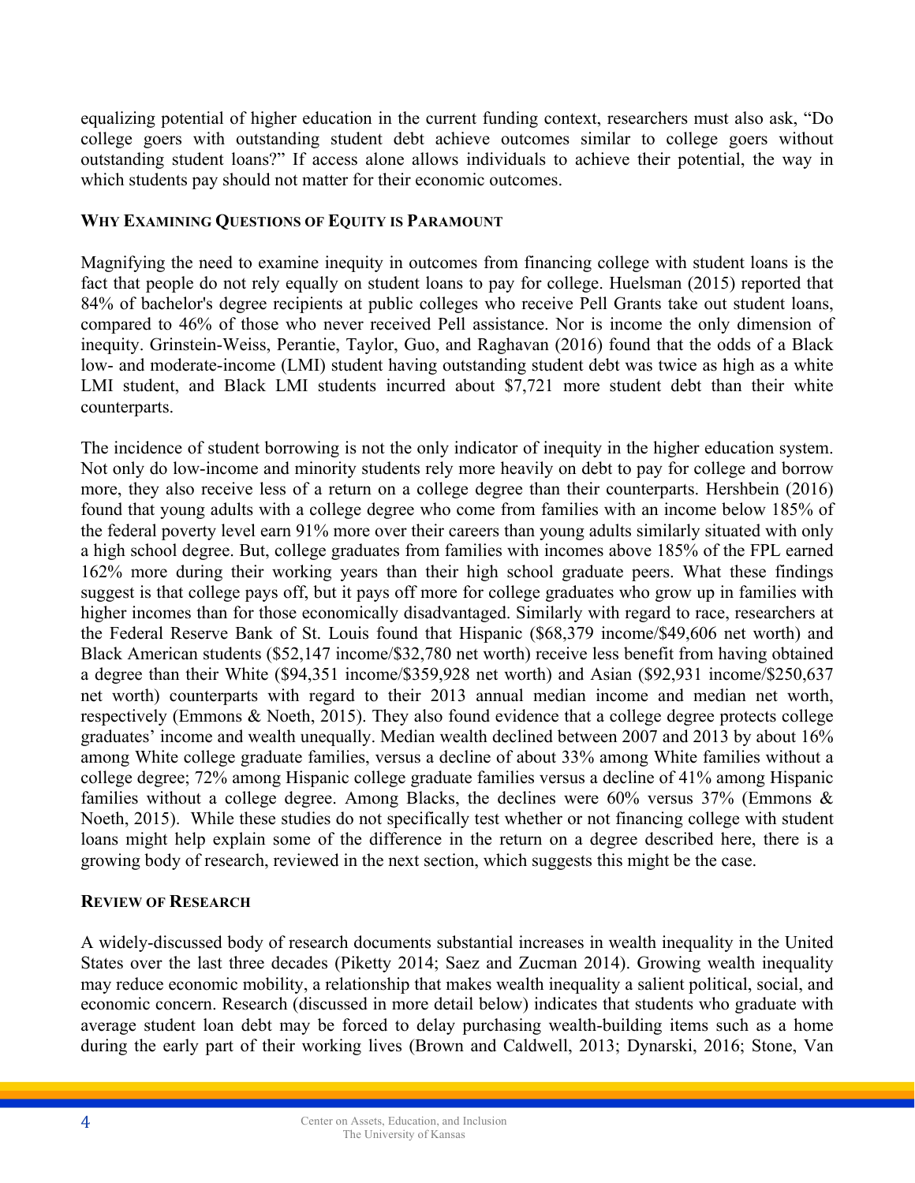equalizing potential of higher education in the current funding context, researchers must also ask, "Do college goers with outstanding student debt achieve outcomes similar to college goers without outstanding student loans?" If access alone allows individuals to achieve their potential, the way in which students pay should not matter for their economic outcomes.

## WHY EXAMINING QUESTIONS OF EQUITY IS PARAMOUNT

Magnifying the need to examine inequity in outcomes from financing college with student loans is the fact that people do not rely equally on student loans to pay for college. Huelsman (2015) reported that 84% of bachelor's degree recipients at public colleges who receive Pell Grants take out student loans, compared to 46% of those who never received Pell assistance. Nor is income the only dimension of inequity. Grinstein-Weiss, Perantie, Taylor, Guo, and Raghavan (2016) found that the odds of a Black low- and moderate-income (LMI) student having outstanding student debt was twice as high as a white LMI student, and Black LMI students incurred about $7,721 more student debt than their white counterparts.

The incidence of student borrowing is not the only indicator of inequity in the higher education system. Not only do low-income and minority students rely more heavily on debt to pay for college and borrow more, they also receive less of a return on a college degree than their counterparts. Hershbein (2016) found that young adults with a college degree who come from families with an income below 185% of the federal poverty level earn 91% more over their careers than young adults similarly situated with only a high school degree. But, college graduates from families with incomes above 185% of the FPL earned 162% more during their working years than their high school graduate peers. What these findings suggest is that college pays off, but it pays off more for college graduates who grow up in families with higher incomes than for those economically disadvantaged. Similarly with regard to race, researchers at the Federal Reserve Bank of St. Louis found that Hispanic ($68,379 income/$49,606 net worth) and Black American students ($52,147 income/$32,780 net worth) receive less benefit from having obtained a degree than their White ($94,351 income/$359,928 net worth) and Asian ($92,931 income/$250,637 net worth) counterparts with regard to their 2013 annual median income and median net worth, respectively (Emmons & Noeth, 2015). They also found evidence that a college degree protects college graduates' income and wealth unequally. Median wealth declined between 2007 and 2013 by about 16% among White college graduate families, versus a decline of about 33% among White families without a college degree; 72% among Hispanic college graduate families versus a decline of 41% among Hispanic families without a college degree. Among Blacks, the declines were 60% versus 37% (Emmons & Noeth, 2015). While these studies do not specifically test whether or not financing college with student loans might help explain some of the difference in the return on a degree described here, there is a growing body of research, reviewed in the next section, which suggests this might be the case.

## REVIEW OF RESEARCH

A widely-discussed body of research documents substantial increases in wealth inequality in the United States over the last three decades (Piketty 2014; Saez and Zucman 2014). Growing wealth inequality may reduce economic mobility, a relationship that makes wealth inequality a salient political, social, and economic concern. Research (discussed in more detail below) indicates that students who graduate with average student loan debt may be forced to delay purchasing wealth-building items such as a home during the early part of their working lives (Brown and Caldwell, 2013; Dynarski, 2016; Stone, Van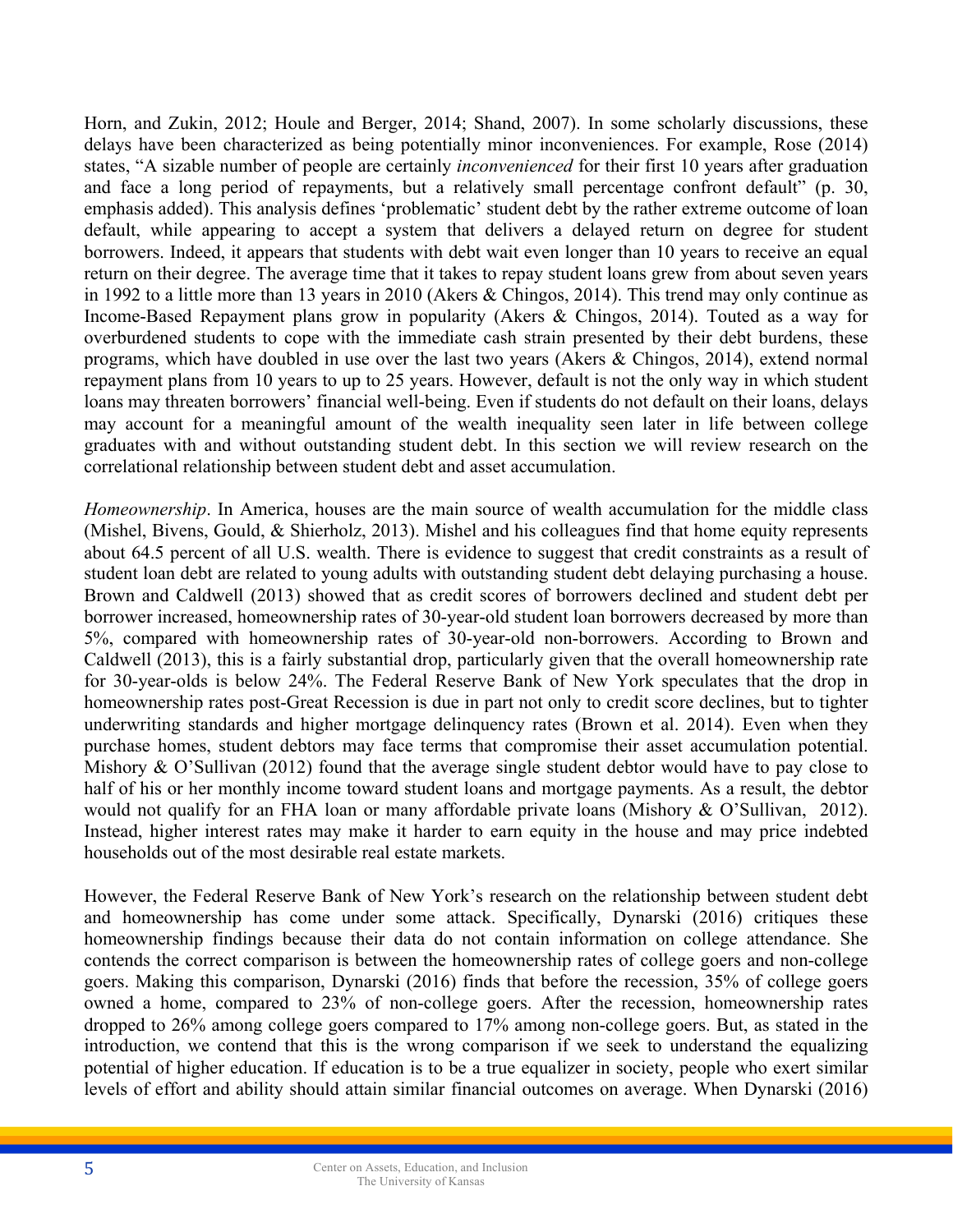Horn, and Zukin, 2012; Houle and Berger, 2014; Shand, 2007). In some scholarly discussions, these delays have been characterized as being potentially minor inconveniences. For example, Rose (2014) states, "A sizable number of people are certainly *inconvenienced* for their first 10 years after graduation and face a long period of repayments, but a relatively small percentage confront default" (p. 30, emphasis added). This analysis defines 'problematic' student debt by the rather extreme outcome of loan default, while appearing to accept a system that delivers a delayed return on degree for student borrowers. Indeed, it appears that students with debt wait even longer than 10 years to receive an equal return on their degree. The average time that it takes to repay student loans grew from about seven years in 1992 to a little more than 13 years in 2010 (Akers & Chingos, 2014). This trend may only continue as Income-Based Repayment plans grow in popularity (Akers & Chingos, 2014). Touted as a way for overburdened students to cope with the immediate cash strain presented by their debt burdens, these programs, which have doubled in use over the last two years (Akers & Chingos, 2014), extend normal repayment plans from 10 years to up to 25 years. However, default is not the only way in which student loans may threaten borrowers' financial well-being. Even if students do not default on their loans, delays may account for a meaningful amount of the wealth inequality seen later in life between college graduates with and without outstanding student debt. In this section we will review research on the correlational relationship between student debt and asset accumulation.

*Homeownership*. In America, houses are the main source of wealth accumulation for the middle class (Mishel, Bivens, Gould, & Shierholz, 2013). Mishel and his colleagues find that home equity represents about 64.5 percent of all U.S. wealth. There is evidence to suggest that credit constraints as a result of student loan debt are related to young adults with outstanding student debt delaying purchasing a house. Brown and Caldwell (2013) showed that as credit scores of borrowers declined and student debt per borrower increased, homeownership rates of 30-year-old student loan borrowers decreased by more than 5%, compared with homeownership rates of 30-year-old non-borrowers. According to Brown and Caldwell (2013), this is a fairly substantial drop, particularly given that the overall homeownership rate for 30-year-olds is below 24%. The Federal Reserve Bank of New York speculates that the drop in homeownership rates post-Great Recession is due in part not only to credit score declines, but to tighter underwriting standards and higher mortgage delinquency rates (Brown et al. 2014). Even when they purchase homes, student debtors may face terms that compromise their asset accumulation potential. Mishory & O'Sullivan (2012) found that the average single student debtor would have to pay close to half of his or her monthly income toward student loans and mortgage payments. As a result, the debtor would not qualify for an FHA loan or many affordable private loans (Mishory & O'Sullivan, 2012). Instead, higher interest rates may make it harder to earn equity in the house and may price indebted households out of the most desirable real estate markets.

However, the Federal Reserve Bank of New York's research on the relationship between student debt and homeownership has come under some attack. Specifically, Dynarski (2016) critiques these homeownership findings because their data do not contain information on college attendance. She contends the correct comparison is between the homeownership rates of college goers and non-college goers. Making this comparison, Dynarski (2016) finds that before the recession, 35% of college goers owned a home, compared to 23% of non-college goers. After the recession, homeownership rates dropped to 26% among college goers compared to 17% among non-college goers. But, as stated in the introduction, we contend that this is the wrong comparison if we seek to understand the equalizing potential of higher education. If education is to be a true equalizer in society, people who exert similar levels of effort and ability should attain similar financial outcomes on average. When Dynarski (2016)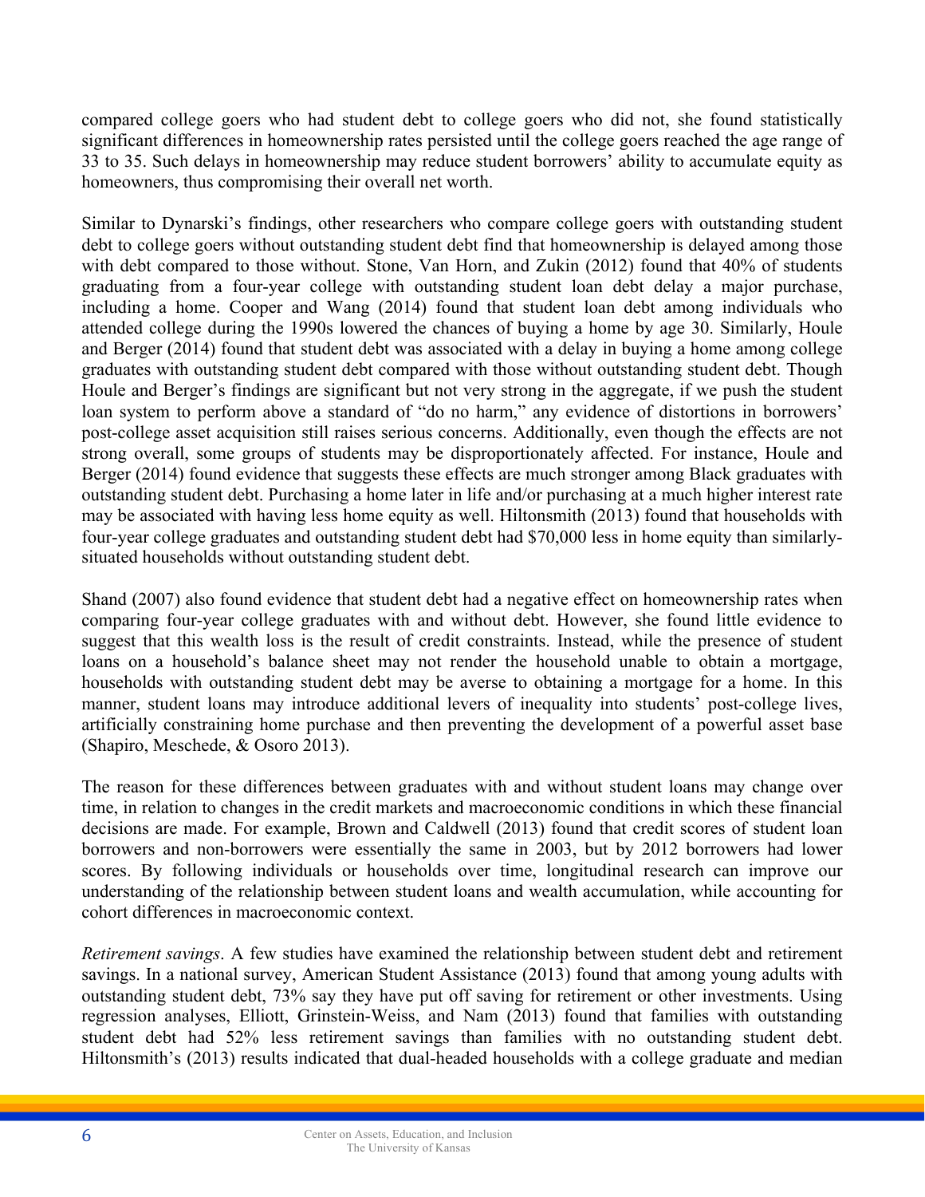compared college goers who had student debt to college goers who did not, she found statistically significant differences in homeownership rates persisted until the college goers reached the age range of 33 to 35. Such delays in homeownership may reduce student borrowers' ability to accumulate equity as homeowners, thus compromising their overall net worth.

Similar to Dynarski's findings, other researchers who compare college goers with outstanding student debt to college goers without outstanding student debt find that homeownership is delayed among those with debt compared to those without. Stone, Van Horn, and Zukin (2012) found that 40% of students graduating from a four-year college with outstanding student loan debt delay a major purchase, including a home. Cooper and Wang (2014) found that student loan debt among individuals who attended college during the 1990s lowered the chances of buying a home by age 30. Similarly, Houle and Berger (2014) found that student debt was associated with a delay in buying a home among college graduates with outstanding student debt compared with those without outstanding student debt. Though Houle and Berger's findings are significant but not very strong in the aggregate, if we push the student loan system to perform above a standard of "do no harm," any evidence of distortions in borrowers' post-college asset acquisition still raises serious concerns. Additionally, even though the effects are not strong overall, some groups of students may be disproportionately affected. For instance, Houle and Berger (2014) found evidence that suggests these effects are much stronger among Black graduates with outstanding student debt. Purchasing a home later in life and/or purchasing at a much higher interest rate may be associated with having less home equity as well. Hiltonsmith (2013) found that households with four-year college graduates and outstanding student debt had $70,000 less in home equity than similarly-situated households without outstanding student debt.

Shand (2007) also found evidence that student debt had a negative effect on homeownership rates when comparing four-year college graduates with and without debt. However, she found little evidence to suggest that this wealth loss is the result of credit constraints. Instead, while the presence of student loans on a household's balance sheet may not render the household unable to obtain a mortgage, households with outstanding student debt may be averse to obtaining a mortgage for a home. In this manner, student loans may introduce additional levers of inequality into students' post-college lives, artificially constraining home purchase and then preventing the development of a powerful asset base (Shapiro, Meschede, & Osoro 2013).

The reason for these differences between graduates with and without student loans may change over time, in relation to changes in the credit markets and macroeconomic conditions in which these financial decisions are made. For example, Brown and Caldwell (2013) found that credit scores of student loan borrowers and non-borrowers were essentially the same in 2003, but by 2012 borrowers had lower scores. By following individuals or households over time, longitudinal research can improve our understanding of the relationship between student loans and wealth accumulation, while accounting for cohort differences in macroeconomic context.

*Retirement savings*. A few studies have examined the relationship between student debt and retirement savings. In a national survey, American Student Assistance (2013) found that among young adults with outstanding student debt, 73% say they have put off saving for retirement or other investments. Using regression analyses, Elliott, Grinstein-Weiss, and Nam (2013) found that families with outstanding student debt had 52% less retirement savings than families with no outstanding student debt. Hiltonsmith's (2013) results indicated that dual-headed households with a college graduate and median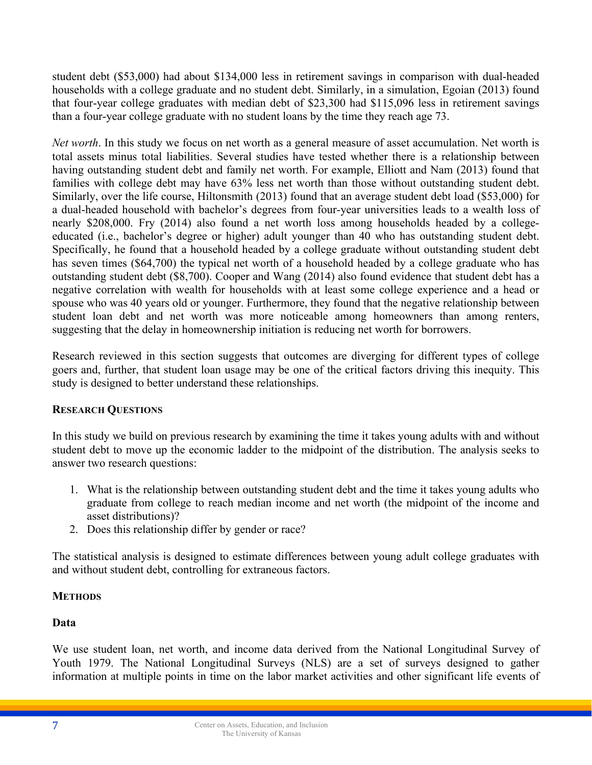student debt ($53,000) had about $134,000 less in retirement savings in comparison with dual-headed households with a college graduate and no student debt. Similarly, in a simulation, Egoian (2013) found that four-year college graduates with median debt of $23,300 had $115,096 less in retirement savings than a four-year college graduate with no student loans by the time they reach age 73.

*Net worth*. In this study we focus on net worth as a general measure of asset accumulation. Net worth is total assets minus total liabilities. Several studies have tested whether there is a relationship between having outstanding student debt and family net worth. For example, Elliott and Nam (2013) found that families with college debt may have 63% less net worth than those without outstanding student debt. Similarly, over the life course, Hiltonsmith (2013) found that an average student debt load ($53,000) for a dual-headed household with bachelor's degrees from four-year universities leads to a wealth loss of nearly $208,000. Fry (2014) also found a net worth loss among households headed by a college-educated (i.e., bachelor's degree or higher) adult younger than 40 who has outstanding student debt. Specifically, he found that a household headed by a college graduate without outstanding student debt has seven times ($64,700) the typical net worth of a household headed by a college graduate who has outstanding student debt ($8,700). Cooper and Wang (2014) also found evidence that student debt has a negative correlation with wealth for households with at least some college experience and a head or spouse who was 40 years old or younger. Furthermore, they found that the negative relationship between student loan debt and net worth was more noticeable among homeowners than among renters, suggesting that the delay in homeownership initiation is reducing net worth for borrowers.

Research reviewed in this section suggests that outcomes are diverging for different types of college goers and, further, that student loan usage may be one of the critical factors driving this inequity. This study is designed to better understand these relationships.

## Research Questions

In this study we build on previous research by examining the time it takes young adults with and without student debt to move up the economic ladder to the midpoint of the distribution. The analysis seeks to answer two research questions:

1. What is the relationship between outstanding student debt and the time it takes young adults who graduate from college to reach median income and net worth (the midpoint of the income and asset distributions)?
2. Does this relationship differ by gender or race?

The statistical analysis is designed to estimate differences between young adult college graduates with and without student debt, controlling for extraneous factors.

## Methods

### Data

We use student loan, net worth, and income data derived from the National Longitudinal Survey of Youth 1979. The National Longitudinal Surveys (NLS) are a set of surveys designed to gather information at multiple points in time on the labor market activities and other significant life events of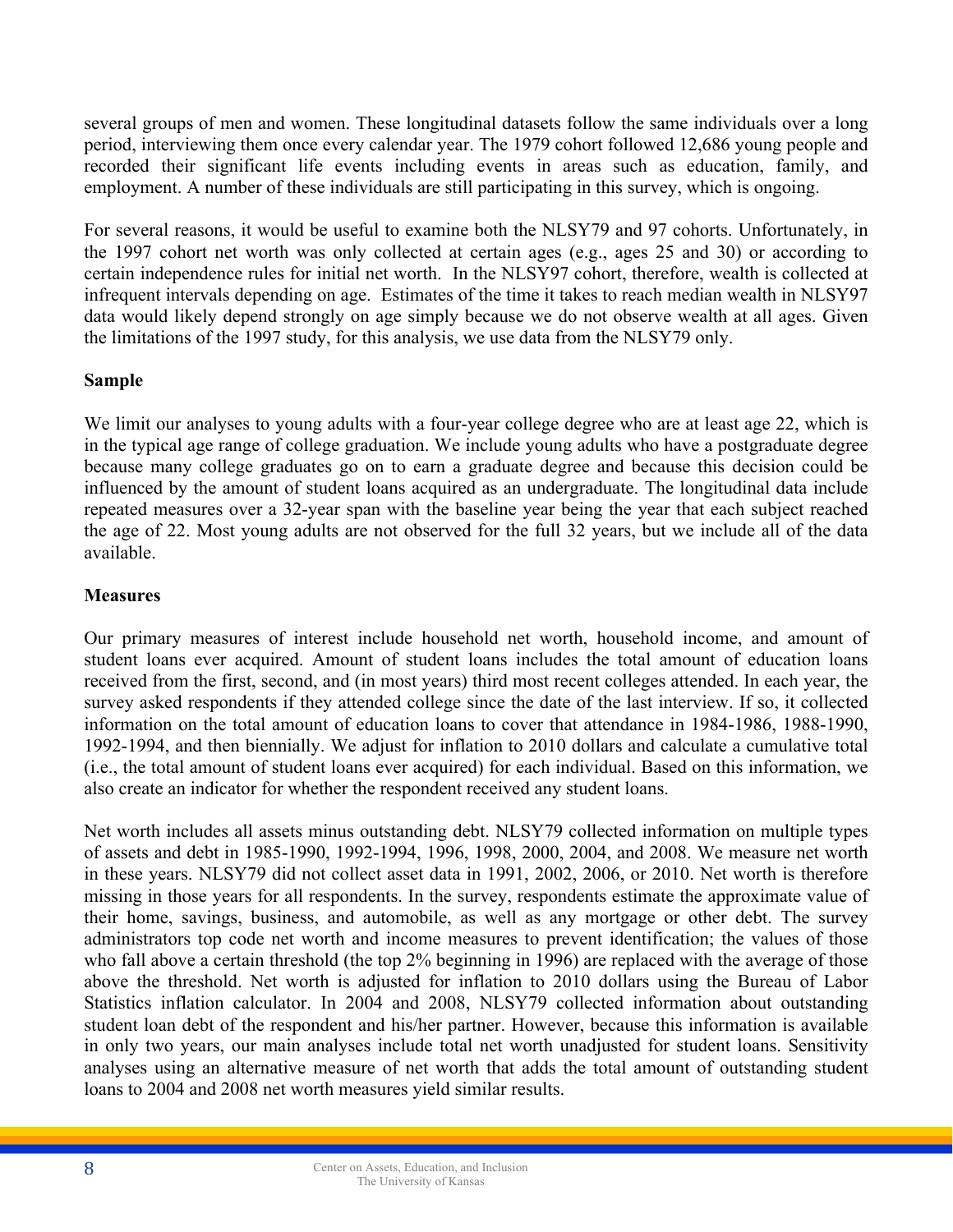several groups of men and women. These longitudinal datasets follow the same individuals over a long period, interviewing them once every calendar year. The 1979 cohort followed 12,686 young people and recorded their significant life events including events in areas such as education, family, and employment. A number of these individuals are still participating in this survey, which is ongoing.

For several reasons, it would be useful to examine both the NLSY79 and 97 cohorts. Unfortunately, in the 1997 cohort net worth was only collected at certain ages (e.g., ages 25 and 30) or according to certain independence rules for initial net worth. In the NLSY97 cohort, therefore, wealth is collected at infrequent intervals depending on age. Estimates of the time it takes to reach median wealth in NLSY97 data would likely depend strongly on age simply because we do not observe wealth at all ages. Given the limitations of the 1997 study, for this analysis, we use data from the NLSY79 only.

**Sample**

We limit our analyses to young adults with a four-year college degree who are at least age 22, which is in the typical age range of college graduation. We include young adults who have a postgraduate degree because many college graduates go on to earn a graduate degree and because this decision could be influenced by the amount of student loans acquired as an undergraduate. The longitudinal data include repeated measures over a 32-year span with the baseline year being the year that each subject reached the age of 22. Most young adults are not observed for the full 32 years, but we include all of the data available.

**Measures**

Our primary measures of interest include household net worth, household income, and amount of student loans ever acquired. Amount of student loans includes the total amount of education loans received from the first, second, and (in most years) third most recent colleges attended. In each year, the survey asked respondents if they attended college since the date of the last interview. If so, it collected information on the total amount of education loans to cover that attendance in 1984-1986, 1988-1990, 1992-1994, and then biennially. We adjust for inflation to 2010 dollars and calculate a cumulative total (i.e., the total amount of student loans ever acquired) for each individual. Based on this information, we also create an indicator for whether the respondent received any student loans.

Net worth includes all assets minus outstanding debt. NLSY79 collected information on multiple types of assets and debt in 1985-1990, 1992-1994, 1996, 1998, 2000, 2004, and 2008. We measure net worth in these years. NLSY79 did not collect asset data in 1991, 2002, 2006, or 2010. Net worth is therefore missing in those years for all respondents. In the survey, respondents estimate the approximate value of their home, savings, business, and automobile, as well as any mortgage or other debt. The survey administrators top code net worth and income measures to prevent identification; the values of those who fall above a certain threshold (the top 2% beginning in 1996) are replaced with the average of those above the threshold. Net worth is adjusted for inflation to 2010 dollars using the Bureau of Labor Statistics inflation calculator. In 2004 and 2008, NLSY79 collected information about outstanding student loan debt of the respondent and his/her partner. However, because this information is available in only two years, our main analyses include total net worth unadjusted for student loans. Sensitivity analyses using an alternative measure of net worth that adds the total amount of outstanding student loans to 2004 and 2008 net worth measures yield similar results.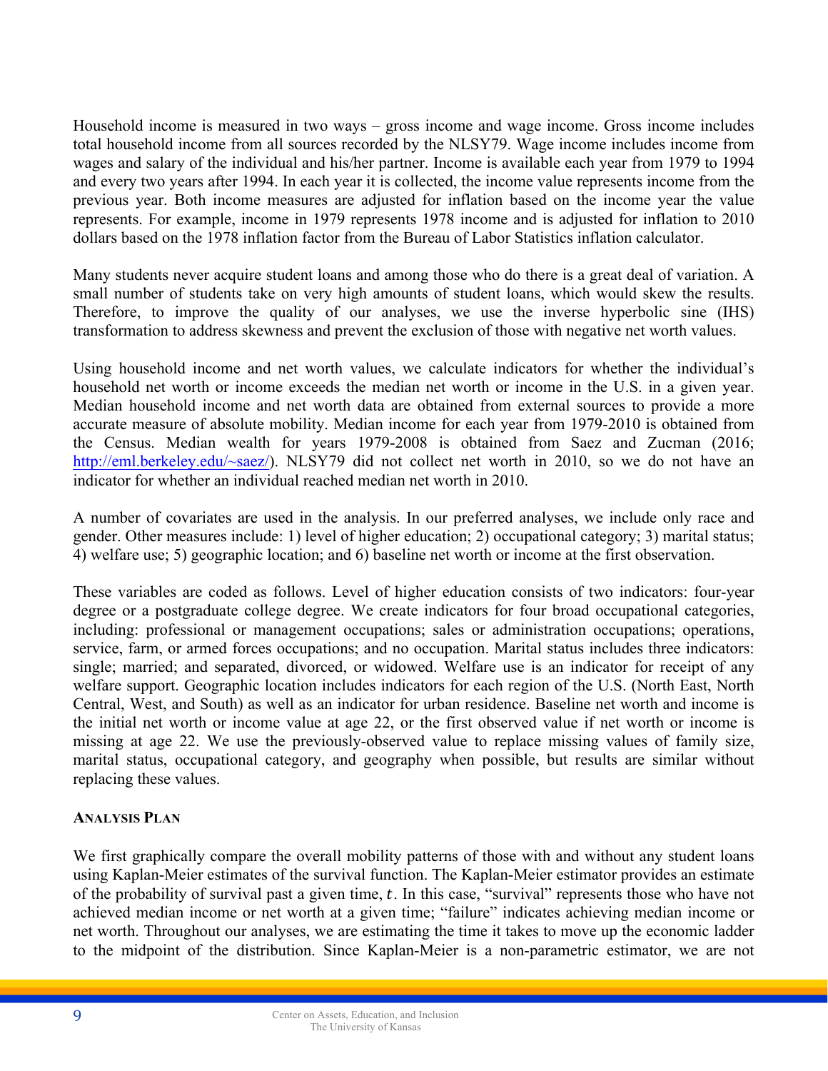Household income is measured in two ways – gross income and wage income. Gross income includes total household income from all sources recorded by the NLSY79. Wage income includes income from wages and salary of the individual and his/her partner. Income is available each year from 1979 to 1994 and every two years after 1994. In each year it is collected, the income value represents income from the previous year. Both income measures are adjusted for inflation based on the income year the value represents. For example, income in 1979 represents 1978 income and is adjusted for inflation to 2010 dollars based on the 1978 inflation factor from the Bureau of Labor Statistics inflation calculator.

Many students never acquire student loans and among those who do there is a great deal of variation. A small number of students take on very high amounts of student loans, which would skew the results. Therefore, to improve the quality of our analyses, we use the inverse hyperbolic sine (IHS) transformation to address skewness and prevent the exclusion of those with negative net worth values.

Using household income and net worth values, we calculate indicators for whether the individual's household net worth or income exceeds the median net worth or income in the U.S. in a given year. Median household income and net worth data are obtained from external sources to provide a more accurate measure of absolute mobility. Median income for each year from 1979-2010 is obtained from the Census. Median wealth for years 1979-2008 is obtained from Saez and Zucman (2016; [http://eml.berkeley.edu/~saez/](http://eml.berkeley.edu/~saez/)). NLSY79 did not collect net worth in 2010, so we do not have an indicator for whether an individual reached median net worth in 2010.

A number of covariates are used in the analysis. In our preferred analyses, we include only race and gender. Other measures include: 1) level of higher education; 2) occupational category; 3) marital status; 4) welfare use; 5) geographic location; and 6) baseline net worth or income at the first observation.

These variables are coded as follows. Level of higher education consists of two indicators: four-year degree or a postgraduate college degree. We create indicators for four broad occupational categories, including: professional or management occupations; sales or administration occupations; operations, service, farm, or armed forces occupations; and no occupation. Marital status includes three indicators: single; married; and separated, divorced, or widowed. Welfare use is an indicator for receipt of any welfare support. Geographic location includes indicators for each region of the U.S. (North East, North Central, West, and South) as well as an indicator for urban residence. Baseline net worth and income is the initial net worth or income value at age 22, or the first observed value if net worth or income is missing at age 22. We use the previously-observed value to replace missing values of family size, marital status, occupational category, and geography when possible, but results are similar without replacing these values.

## Analysis Plan

We first graphically compare the overall mobility patterns of those with and without any student loans using Kaplan-Meier estimates of the survival function. The Kaplan-Meier estimator provides an estimate of the probability of survival past a given time, $t$. In this case, "survival" represents those who have not achieved median income or net worth at a given time; "failure" indicates achieving median income or net worth. Throughout our analyses, we are estimating the time it takes to move up the economic ladder to the midpoint of the distribution. Since Kaplan-Meier is a non-parametric estimator, we are not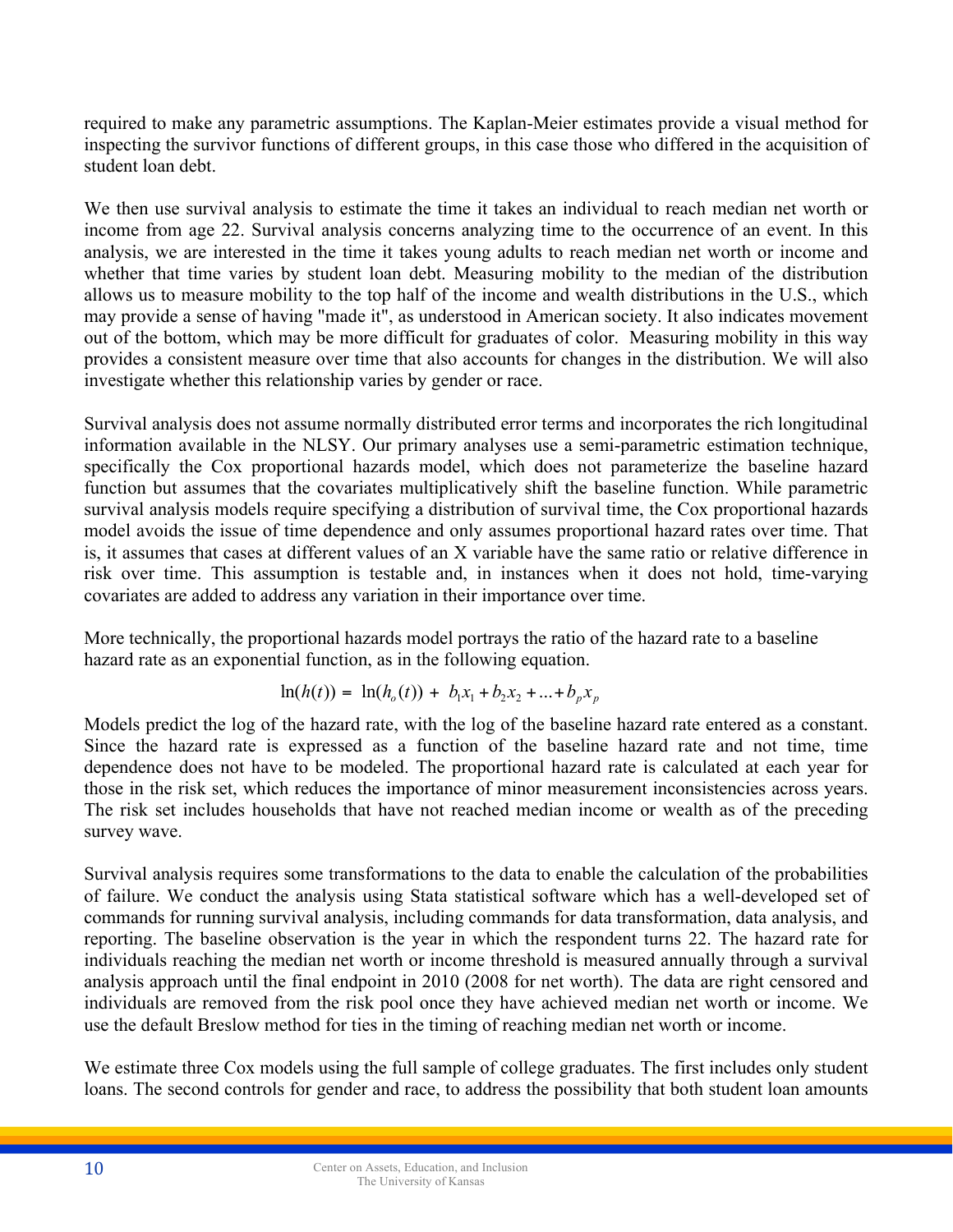required to make any parametric assumptions. The Kaplan-Meier estimates provide a visual method for inspecting the survivor functions of different groups, in this case those who differed in the acquisition of student loan debt.

We then use survival analysis to estimate the time it takes an individual to reach median net worth or income from age 22. Survival analysis concerns analyzing time to the occurrence of an event. In this analysis, we are interested in the time it takes young adults to reach median net worth or income and whether that time varies by student loan debt. Measuring mobility to the median of the distribution allows us to measure mobility to the top half of the income and wealth distributions in the U.S., which may provide a sense of having "made it", as understood in American society. It also indicates movement out of the bottom, which may be more difficult for graduates of color. Measuring mobility in this way provides a consistent measure over time that also accounts for changes in the distribution. We will also investigate whether this relationship varies by gender or race.

Survival analysis does not assume normally distributed error terms and incorporates the rich longitudinal information available in the NLSY. Our primary analyses use a semi-parametric estimation technique, specifically the Cox proportional hazards model, which does not parameterize the baseline hazard function but assumes that the covariates multiplicatively shift the baseline function. While parametric survival analysis models require specifying a distribution of survival time, the Cox proportional hazards model avoids the issue of time dependence and only assumes proportional hazard rates over time. That is, it assumes that cases at different values of an X variable have the same ratio or relative difference in risk over time. This assumption is testable and, in instances when it does not hold, time-varying covariates are added to address any variation in their importance over time.

More technically, the proportional hazards model portrays the ratio of the hazard rate to a baseline hazard rate as an exponential function, as in the following equation.

$$\ln(h(t)) = \ln(h_o(t)) + b_1x_1 + b_2x_2 + \ldots + b_px_p$$

Models predict the log of the hazard rate, with the log of the baseline hazard rate entered as a constant. Since the hazard rate is expressed as a function of the baseline hazard rate and not time, time dependence does not have to be modeled. The proportional hazard rate is calculated at each year for those in the risk set, which reduces the importance of minor measurement inconsistencies across years. The risk set includes households that have not reached median income or wealth as of the preceding survey wave.

Survival analysis requires some transformations to the data to enable the calculation of the probabilities of failure. We conduct the analysis using Stata statistical software which has a well-developed set of commands for running survival analysis, including commands for data transformation, data analysis, and reporting. The baseline observation is the year in which the respondent turns 22. The hazard rate for individuals reaching the median net worth or income threshold is measured annually through a survival analysis approach until the final endpoint in 2010 (2008 for net worth). The data are right censored and individuals are removed from the risk pool once they have achieved median net worth or income. We use the default Breslow method for ties in the timing of reaching median net worth or income.

We estimate three Cox models using the full sample of college graduates. The first includes only student loans. The second controls for gender and race, to address the possibility that both student loan amounts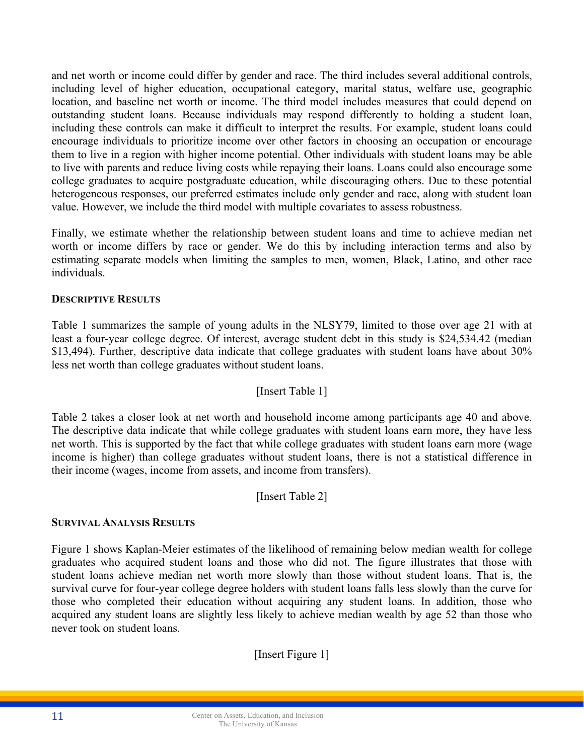and net worth or income could differ by gender and race. The third includes several additional controls, including level of higher education, occupational category, marital status, welfare use, geographic location, and baseline net worth or income. The third model includes measures that could depend on outstanding student loans. Because individuals may respond differently to holding a student loan, including these controls can make it difficult to interpret the results. For example, student loans could encourage individuals to prioritize income over other factors in choosing an occupation or encourage them to live in a region with higher income potential. Other individuals with student loans may be able to live with parents and reduce living costs while repaying their loans. Loans could also encourage some college graduates to acquire postgraduate education, while discouraging others. Due to these potential heterogeneous responses, our preferred estimates include only gender and race, along with student loan value. However, we include the third model with multiple covariates to assess robustness.

Finally, we estimate whether the relationship between student loans and time to achieve median net worth or income differs by race or gender. We do this by including interaction terms and also by estimating separate models when limiting the samples to men, women, Black, Latino, and other race individuals.

#### Descriptive Results

Table 1 summarizes the sample of young adults in the NLSY79, limited to those over age 21 with at least a four-year college degree. Of interest, average student debt in this study is $24,534.42 (median $13,494). Further, descriptive data indicate that college graduates with student loans have about 30% less net worth than college graduates without student loans.

[Insert Table 1]

Table 2 takes a closer look at net worth and household income among participants age 40 and above. The descriptive data indicate that while college graduates with student loans earn more, they have less net worth. This is supported by the fact that while college graduates with student loans earn more (wage income is higher) than college graduates without student loans, there is not a statistical difference in their income (wages, income from assets, and income from transfers).

[Insert Table 2]

#### Survival Analysis Results

Figure 1 shows Kaplan-Meier estimates of the likelihood of remaining below median wealth for college graduates who acquired student loans and those who did not. The figure illustrates that those with student loans achieve median net worth more slowly than those without student loans. That is, the survival curve for four-year college degree holders with student loans falls less slowly than the curve for those who completed their education without acquiring any student loans. In addition, those who acquired any student loans are slightly less likely to achieve median wealth by age 52 than those who never took on student loans.

[Insert Figure 1]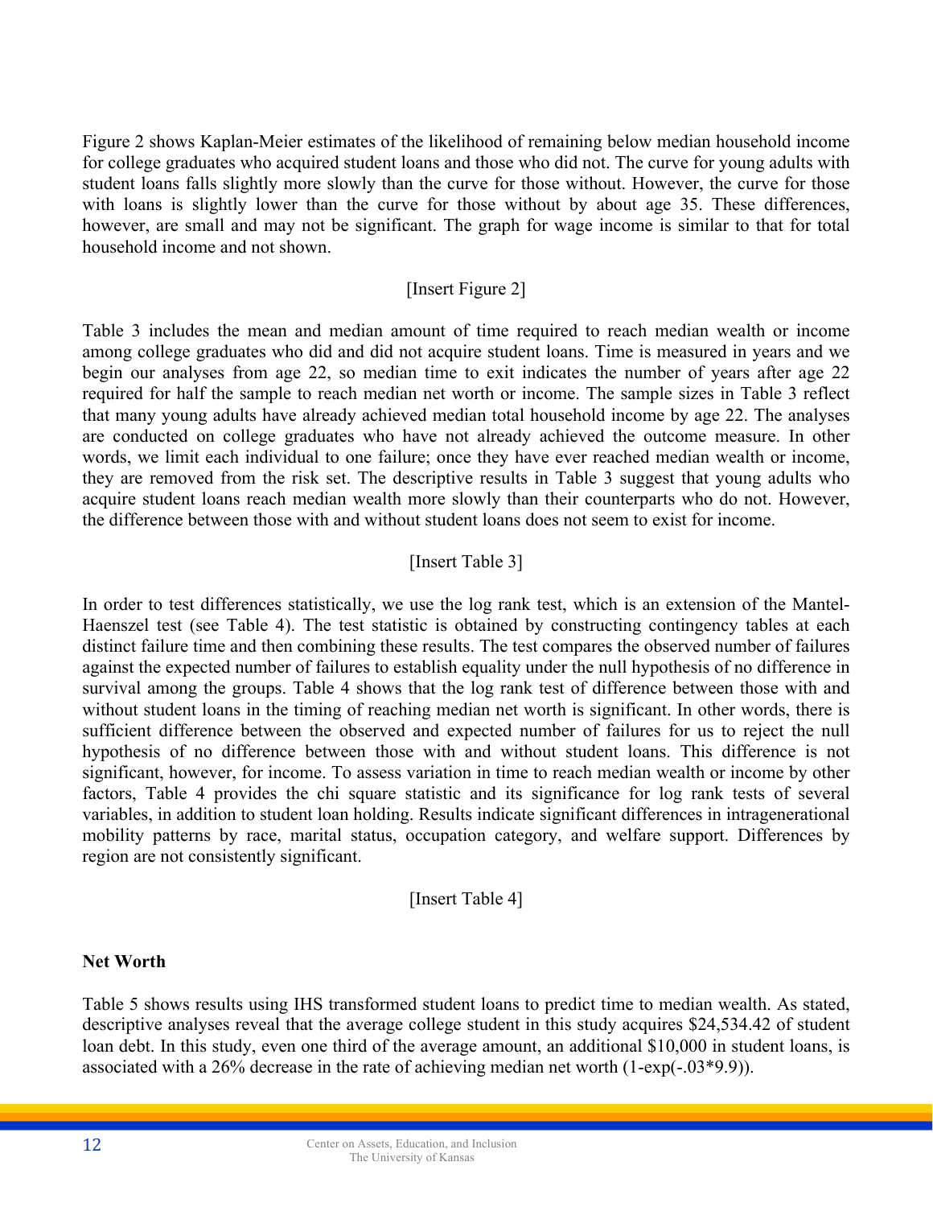Figure 2 shows Kaplan-Meier estimates of the likelihood of remaining below median household income for college graduates who acquired student loans and those who did not. The curve for young adults with student loans falls slightly more slowly than the curve for those without. However, the curve for those with loans is slightly lower than the curve for those without by about age 35. These differences, however, are small and may not be significant. The graph for wage income is similar to that for total household income and not shown.

[Insert Figure 2]

Table 3 includes the mean and median amount of time required to reach median wealth or income among college graduates who did and did not acquire student loans. Time is measured in years and we begin our analyses from age 22, so median time to exit indicates the number of years after age 22 required for half the sample to reach median net worth or income. The sample sizes in Table 3 reflect that many young adults have already achieved median total household income by age 22. The analyses are conducted on college graduates who have not already achieved the outcome measure. In other words, we limit each individual to one failure; once they have ever reached median wealth or income, they are removed from the risk set. The descriptive results in Table 3 suggest that young adults who acquire student loans reach median wealth more slowly than their counterparts who do not. However, the difference between those with and without student loans does not seem to exist for income.

[Insert Table 3]

In order to test differences statistically, we use the log rank test, which is an extension of the Mantel-Haenszel test (see Table 4). The test statistic is obtained by constructing contingency tables at each distinct failure time and then combining these results. The test compares the observed number of failures against the expected number of failures to establish equality under the null hypothesis of no difference in survival among the groups. Table 4 shows that the log rank test of difference between those with and without student loans in the timing of reaching median net worth is significant. In other words, there is sufficient difference between the observed and expected number of failures for us to reject the null hypothesis of no difference between those with and without student loans. This difference is not significant, however, for income. To assess variation in time to reach median wealth or income by other factors, Table 4 provides the chi square statistic and its significance for log rank tests of several variables, in addition to student loan holding. Results indicate significant differences in intragenerational mobility patterns by race, marital status, occupation category, and welfare support. Differences by region are not consistently significant.

[Insert Table 4]

**Net Worth**

Table 5 shows results using IHS transformed student loans to predict time to median wealth. As stated, descriptive analyses reveal that the average college student in this study acquires $24,534.42 of student loan debt. In this study, even one third of the average amount, an additional $10,000 in student loans, is associated with a 26% decrease in the rate of achieving median net worth ($1-\exp(-.03*9.9)$).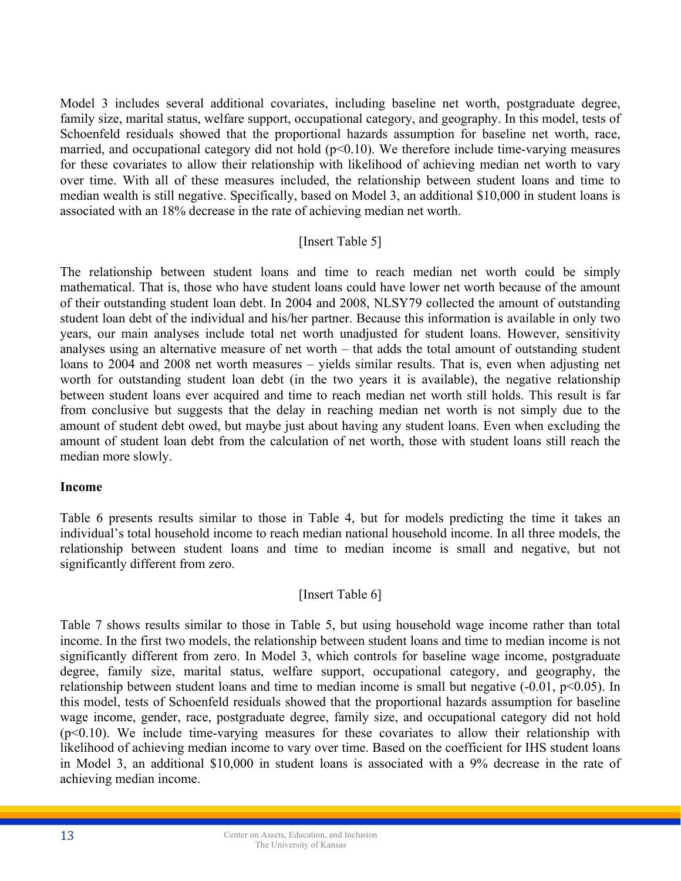Model 3 includes several additional covariates, including baseline net worth, postgraduate degree, family size, marital status, welfare support, occupational category, and geography. In this model, tests of Schoenfeld residuals showed that the proportional hazards assumption for baseline net worth, race, married, and occupational category did not hold ($p<0.10$). We therefore include time-varying measures for these covariates to allow their relationship with likelihood of achieving median net worth to vary over time. With all of these measures included, the relationship between student loans and time to median wealth is still negative. Specifically, based on Model 3, an additional $10,000 in student loans is associated with an 18% decrease in the rate of achieving median net worth.

[Insert Table 5]

The relationship between student loans and time to reach median net worth could be simply mathematical. That is, those who have student loans could have lower net worth because of the amount of their outstanding student loan debt. In 2004 and 2008, NLSY79 collected the amount of outstanding student loan debt of the individual and his/her partner. Because this information is available in only two years, our main analyses include total net worth unadjusted for student loans. However, sensitivity analyses using an alternative measure of net worth – that adds the total amount of outstanding student loans to 2004 and 2008 net worth measures – yields similar results. That is, even when adjusting net worth for outstanding student loan debt (in the two years it is available), the negative relationship between student loans ever acquired and time to reach median net worth still holds. This result is far from conclusive but suggests that the delay in reaching median net worth is not simply due to the amount of student debt owed, but maybe just about having any student loans. Even when excluding the amount of student loan debt from the calculation of net worth, those with student loans still reach the median more slowly.

**Income**

Table 6 presents results similar to those in Table 4, but for models predicting the time it takes an individual's total household income to reach median national household income. In all three models, the relationship between student loans and time to median income is small and negative, but not significantly different from zero.

[Insert Table 6]

Table 7 shows results similar to those in Table 5, but using household wage income rather than total income. In the first two models, the relationship between student loans and time to median income is not significantly different from zero. In Model 3, which controls for baseline wage income, postgraduate degree, family size, marital status, welfare support, occupational category, and geography, the relationship between student loans and time to median income is small but negative (-0.01, $p<0.05$). In this model, tests of Schoenfeld residuals showed that the proportional hazards assumption for baseline wage income, gender, race, postgraduate degree, family size, and occupational category did not hold ($p<0.10$). We include time-varying measures for these covariates to allow their relationship with likelihood of achieving median income to vary over time. Based on the coefficient for IHS student loans in Model 3, an additional $10,000 in student loans is associated with a 9% decrease in the rate of achieving median income.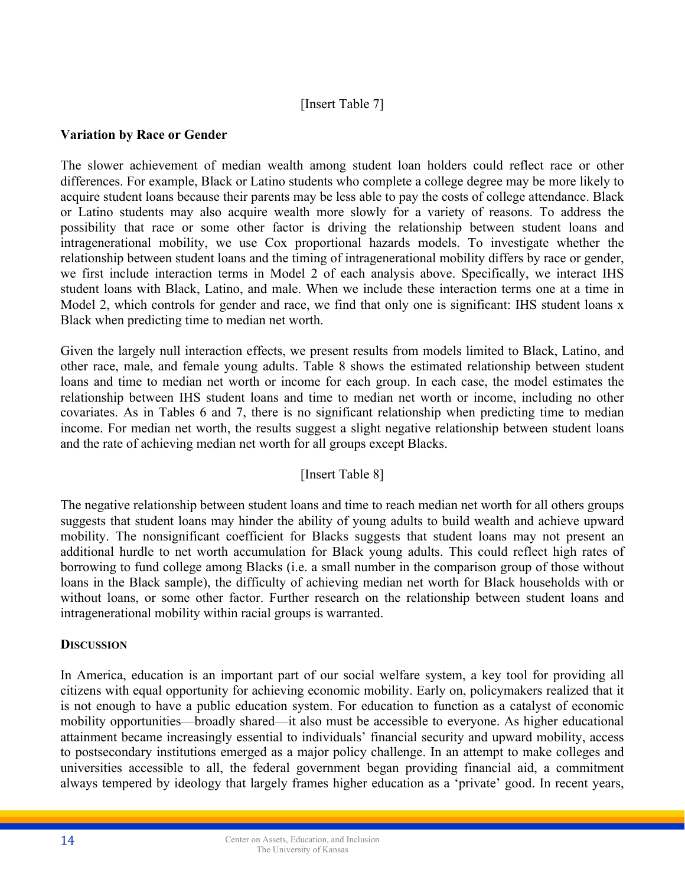[Insert Table 7]

**Variation by Race or Gender**

The slower achievement of median wealth among student loan holders could reflect race or other differences. For example, Black or Latino students who complete a college degree may be more likely to acquire student loans because their parents may be less able to pay the costs of college attendance. Black or Latino students may also acquire wealth more slowly for a variety of reasons. To address the possibility that race or some other factor is driving the relationship between student loans and intragenerational mobility, we use Cox proportional hazards models. To investigate whether the relationship between student loans and the timing of intragenerational mobility differs by race or gender, we first include interaction terms in Model 2 of each analysis above. Specifically, we interact IHS student loans with Black, Latino, and male. When we include these interaction terms one at a time in Model 2, which controls for gender and race, we find that only one is significant: IHS student loans x Black when predicting time to median net worth.

Given the largely null interaction effects, we present results from models limited to Black, Latino, and other race, male, and female young adults. Table 8 shows the estimated relationship between student loans and time to median net worth or income for each group. In each case, the model estimates the relationship between IHS student loans and time to median net worth or income, including no other covariates. As in Tables 6 and 7, there is no significant relationship when predicting time to median income. For median net worth, the results suggest a slight negative relationship between student loans and the rate of achieving median net worth for all groups except Blacks.

[Insert Table 8]

The negative relationship between student loans and time to reach median net worth for all others groups suggests that student loans may hinder the ability of young adults to build wealth and achieve upward mobility. The nonsignificant coefficient for Blacks suggests that student loans may not present an additional hurdle to net worth accumulation for Black young adults. This could reflect high rates of borrowing to fund college among Blacks (i.e. a small number in the comparison group of those without loans in the Black sample), the difficulty of achieving median net worth for Black households with or without loans, or some other factor. Further research on the relationship between student loans and intragenerational mobility within racial groups is warranted.

## Discussion

In America, education is an important part of our social welfare system, a key tool for providing all citizens with equal opportunity for achieving economic mobility. Early on, policymakers realized that it is not enough to have a public education system. For education to function as a catalyst of economic mobility opportunities—broadly shared—it also must be accessible to everyone. As higher educational attainment became increasingly essential to individuals' financial security and upward mobility, access to postsecondary institutions emerged as a major policy challenge. In an attempt to make colleges and universities accessible to all, the federal government began providing financial aid, a commitment always tempered by ideology that largely frames higher education as a 'private' good. In recent years,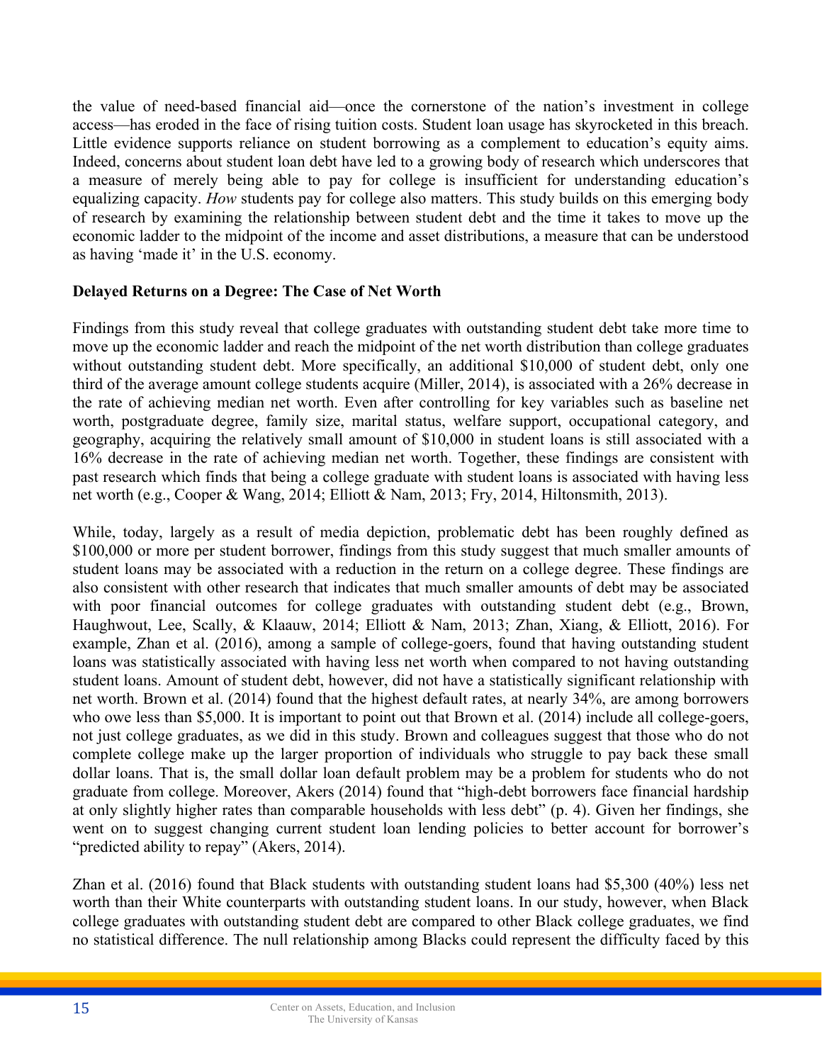the value of need-based financial aid—once the cornerstone of the nation's investment in college access—has eroded in the face of rising tuition costs. Student loan usage has skyrocketed in this breach. Little evidence supports reliance on student borrowing as a complement to education's equity aims. Indeed, concerns about student loan debt have led to a growing body of research which underscores that a measure of merely being able to pay for college is insufficient for understanding education's equalizing capacity. *How* students pay for college also matters. This study builds on this emerging body of research by examining the relationship between student debt and the time it takes to move up the economic ladder to the midpoint of the income and asset distributions, a measure that can be understood as having 'made it' in the U.S. economy.

**Delayed Returns on a Degree: The Case of Net Worth**

Findings from this study reveal that college graduates with outstanding student debt take more time to move up the economic ladder and reach the midpoint of the net worth distribution than college graduates without outstanding student debt. More specifically, an additional $10,000 of student debt, only one third of the average amount college students acquire (Miller, 2014), is associated with a 26% decrease in the rate of achieving median net worth. Even after controlling for key variables such as baseline net worth, postgraduate degree, family size, marital status, welfare support, occupational category, and geography, acquiring the relatively small amount of $10,000 in student loans is still associated with a 16% decrease in the rate of achieving median net worth. Together, these findings are consistent with past research which finds that being a college graduate with student loans is associated with having less net worth (e.g., Cooper & Wang, 2014; Elliott & Nam, 2013; Fry, 2014, Hiltonsmith, 2013).

While, today, largely as a result of media depiction, problematic debt has been roughly defined as $100,000 or more per student borrower, findings from this study suggest that much smaller amounts of student loans may be associated with a reduction in the return on a college degree. These findings are also consistent with other research that indicates that much smaller amounts of debt may be associated with poor financial outcomes for college graduates with outstanding student debt (e.g., Brown, Haughwout, Lee, Scally, & Klaauw, 2014; Elliott & Nam, 2013; Zhan, Xiang, & Elliott, 2016). For example, Zhan et al. (2016), among a sample of college-goers, found that having outstanding student loans was statistically associated with having less net worth when compared to not having outstanding student loans. Amount of student debt, however, did not have a statistically significant relationship with net worth. Brown et al. (2014) found that the highest default rates, at nearly 34%, are among borrowers who owe less than $5,000. It is important to point out that Brown et al. (2014) include all college-goers, not just college graduates, as we did in this study. Brown and colleagues suggest that those who do not complete college make up the larger proportion of individuals who struggle to pay back these small dollar loans. That is, the small dollar loan default problem may be a problem for students who do not graduate from college. Moreover, Akers (2014) found that "high-debt borrowers face financial hardship at only slightly higher rates than comparable households with less debt" (p. 4). Given her findings, she went on to suggest changing current student loan lending policies to better account for borrower's "predicted ability to repay" (Akers, 2014).

Zhan et al. (2016) found that Black students with outstanding student loans had $5,300 (40%) less net worth than their White counterparts with outstanding student loans. In our study, however, when Black college graduates with outstanding student debt are compared to other Black college graduates, we find no statistical difference. The null relationship among Blacks could represent the difficulty faced by this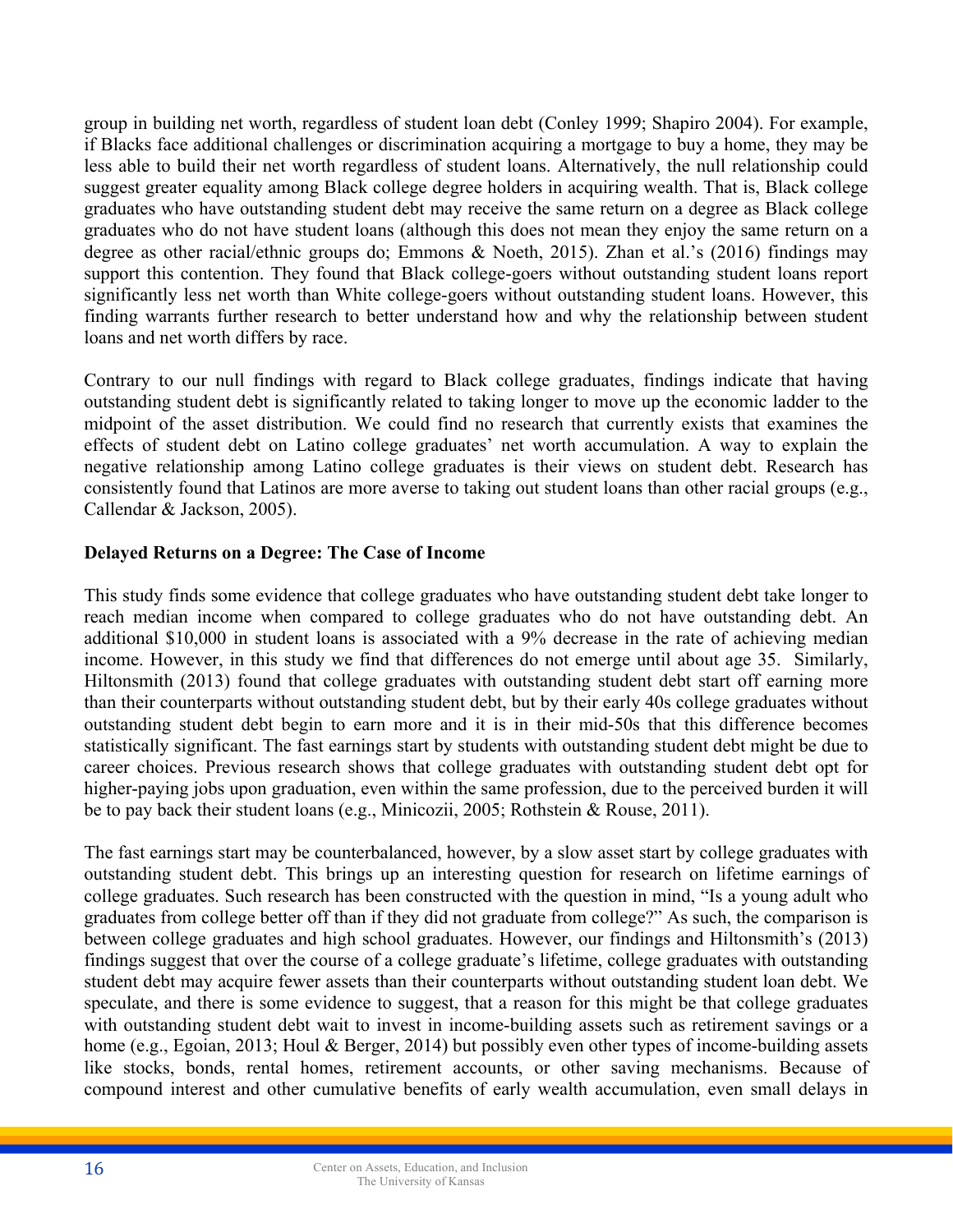group in building net worth, regardless of student loan debt (Conley 1999; Shapiro 2004). For example, if Blacks face additional challenges or discrimination acquiring a mortgage to buy a home, they may be less able to build their net worth regardless of student loans. Alternatively, the null relationship could suggest greater equality among Black college degree holders in acquiring wealth. That is, Black college graduates who have outstanding student debt may receive the same return on a degree as Black college graduates who do not have student loans (although this does not mean they enjoy the same return on a degree as other racial/ethnic groups do; Emmons & Noeth, 2015). Zhan et al.'s (2016) findings may support this contention. They found that Black college-goers without outstanding student loans report significantly less net worth than White college-goers without outstanding student loans. However, this finding warrants further research to better understand how and why the relationship between student loans and net worth differs by race.

Contrary to our null findings with regard to Black college graduates, findings indicate that having outstanding student debt is significantly related to taking longer to move up the economic ladder to the midpoint of the asset distribution. We could find no research that currently exists that examines the effects of student debt on Latino college graduates' net worth accumulation. A way to explain the negative relationship among Latino college graduates is their views on student debt. Research has consistently found that Latinos are more averse to taking out student loans than other racial groups (e.g., Callendar & Jackson, 2005).

**Delayed Returns on a Degree: The Case of Income**

This study finds some evidence that college graduates who have outstanding student debt take longer to reach median income when compared to college graduates who do not have outstanding debt. An additional $10,000 in student loans is associated with a 9% decrease in the rate of achieving median income. However, in this study we find that differences do not emerge until about age 35. Similarly, Hiltonsmith (2013) found that college graduates with outstanding student debt start off earning more than their counterparts without outstanding student debt, but by their early 40s college graduates without outstanding student debt begin to earn more and it is in their mid-50s that this difference becomes statistically significant. The fast earnings start by students with outstanding student debt might be due to career choices. Previous research shows that college graduates with outstanding student debt opt for higher-paying jobs upon graduation, even within the same profession, due to the perceived burden it will be to pay back their student loans (e.g., Minicozii, 2005; Rothstein & Rouse, 2011).

The fast earnings start may be counterbalanced, however, by a slow asset start by college graduates with outstanding student debt. This brings up an interesting question for research on lifetime earnings of college graduates. Such research has been constructed with the question in mind, "Is a young adult who graduates from college better off than if they did not graduate from college?" As such, the comparison is between college graduates and high school graduates. However, our findings and Hiltonsmith's (2013) findings suggest that over the course of a college graduate's lifetime, college graduates with outstanding student debt may acquire fewer assets than their counterparts without outstanding student loan debt. We speculate, and there is some evidence to suggest, that a reason for this might be that college graduates with outstanding student debt wait to invest in income-building assets such as retirement savings or a home (e.g., Egoian, 2013; Houl & Berger, 2014) but possibly even other types of income-building assets like stocks, bonds, rental homes, retirement accounts, or other saving mechanisms. Because of compound interest and other cumulative benefits of early wealth accumulation, even small delays in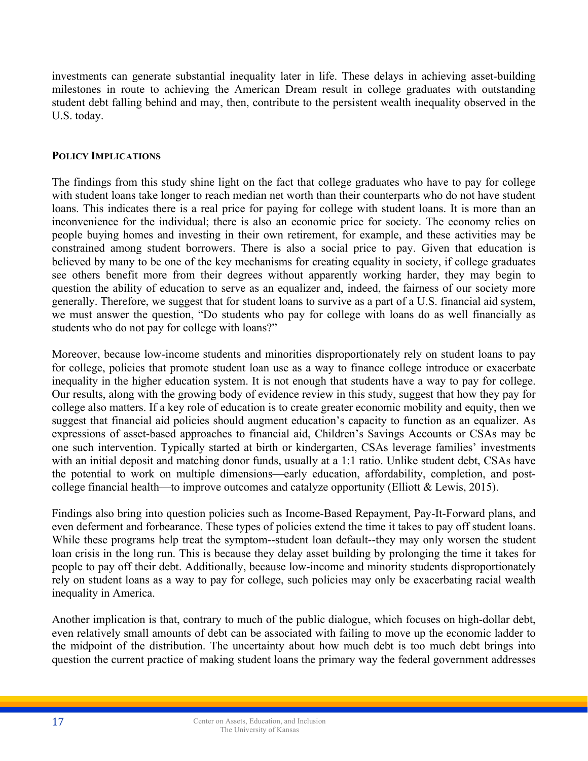investments can generate substantial inequality later in life. These delays in achieving asset-building milestones in route to achieving the American Dream result in college graduates with outstanding student debt falling behind and may, then, contribute to the persistent wealth inequality observed in the U.S. today.

## POLICY IMPLICATIONS

The findings from this study shine light on the fact that college graduates who have to pay for college with student loans take longer to reach median net worth than their counterparts who do not have student loans. This indicates there is a real price for paying for college with student loans. It is more than an inconvenience for the individual; there is also an economic price for society. The economy relies on people buying homes and investing in their own retirement, for example, and these activities may be constrained among student borrowers. There is also a social price to pay. Given that education is believed by many to be one of the key mechanisms for creating equality in society, if college graduates see others benefit more from their degrees without apparently working harder, they may begin to question the ability of education to serve as an equalizer and, indeed, the fairness of our society more generally. Therefore, we suggest that for student loans to survive as a part of a U.S. financial aid system, we must answer the question, "Do students who pay for college with loans do as well financially as students who do not pay for college with loans?"

Moreover, because low-income students and minorities disproportionately rely on student loans to pay for college, policies that promote student loan use as a way to finance college introduce or exacerbate inequality in the higher education system. It is not enough that students have a way to pay for college. Our results, along with the growing body of evidence review in this study, suggest that how they pay for college also matters. If a key role of education is to create greater economic mobility and equity, then we suggest that financial aid policies should augment education's capacity to function as an equalizer. As expressions of asset-based approaches to financial aid, Children's Savings Accounts or CSAs may be one such intervention. Typically started at birth or kindergarten, CSAs leverage families' investments with an initial deposit and matching donor funds, usually at a 1:1 ratio. Unlike student debt, CSAs have the potential to work on multiple dimensions—early education, affordability, completion, and post-college financial health—to improve outcomes and catalyze opportunity (Elliott & Lewis, 2015).

Findings also bring into question policies such as Income-Based Repayment, Pay-It-Forward plans, and even deferment and forbearance. These types of policies extend the time it takes to pay off student loans. While these programs help treat the symptom--student loan default--they may only worsen the student loan crisis in the long run. This is because they delay asset building by prolonging the time it takes for people to pay off their debt. Additionally, because low-income and minority students disproportionately rely on student loans as a way to pay for college, such policies may only be exacerbating racial wealth inequality in America.

Another implication is that, contrary to much of the public dialogue, which focuses on high-dollar debt, even relatively small amounts of debt can be associated with failing to move up the economic ladder to the midpoint of the distribution. The uncertainty about how much debt is too much debt brings into question the current practice of making student loans the primary way the federal government addresses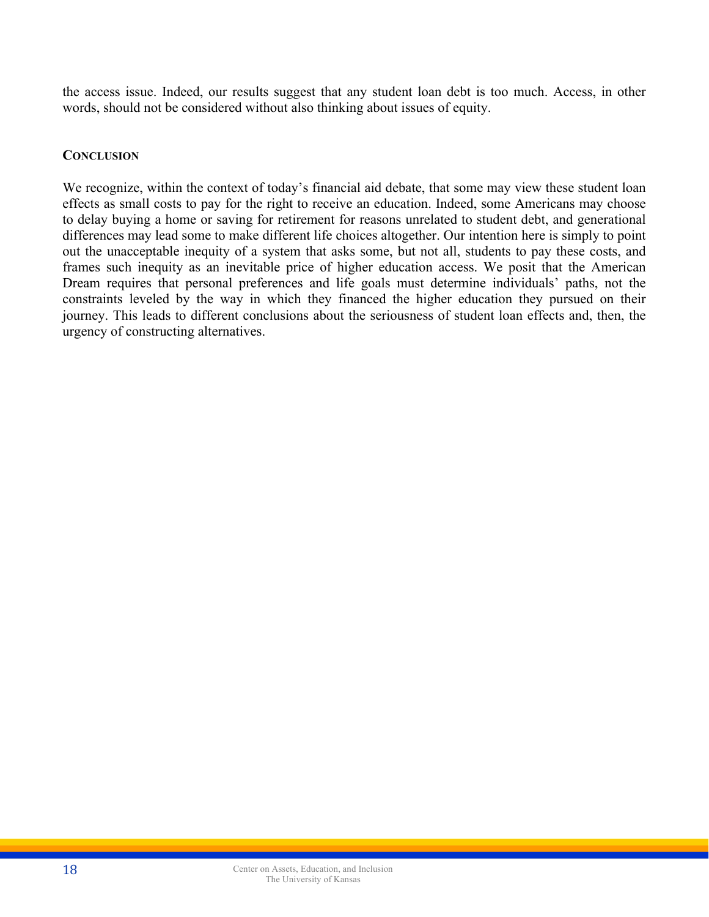the access issue. Indeed, our results suggest that any student loan debt is too much. Access, in other words, should not be considered without also thinking about issues of equity.

## Conclusion

We recognize, within the context of today's financial aid debate, that some may view these student loan effects as small costs to pay for the right to receive an education. Indeed, some Americans may choose to delay buying a home or saving for retirement for reasons unrelated to student debt, and generational differences may lead some to make different life choices altogether. Our intention here is simply to point out the unacceptable inequity of a system that asks some, but not all, students to pay these costs, and frames such inequity as an inevitable price of higher education access. We posit that the American Dream requires that personal preferences and life goals must determine individuals' paths, not the constraints leveled by the way in which they financed the higher education they pursued on their journey. This leads to different conclusions about the seriousness of student loan effects and, then, the urgency of constructing alternatives.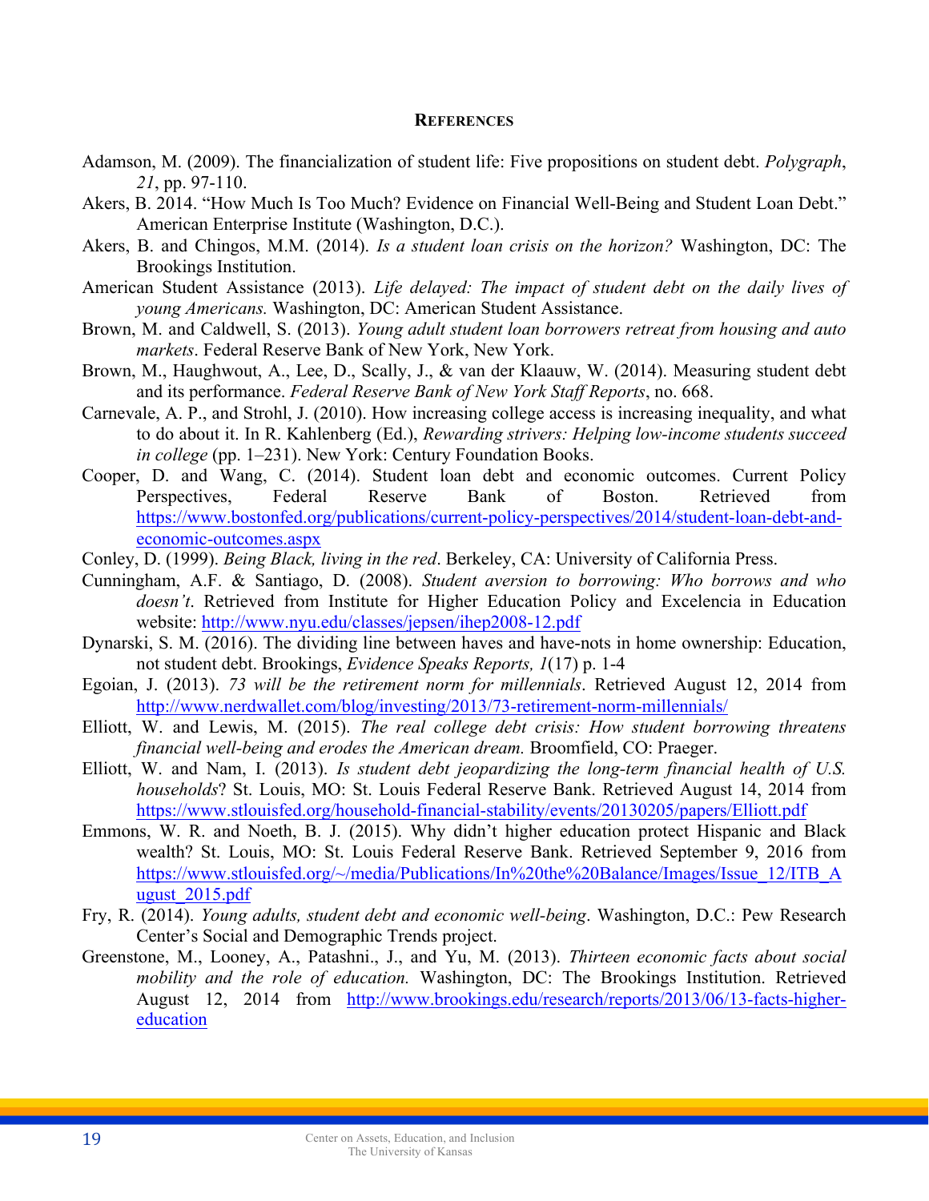## References

Adamson, M. (2009). The financialization of student life: Five propositions on student debt. *Polygraph*, *21*, pp. 97-110.

Akers, B. 2014. "How Much Is Too Much? Evidence on Financial Well-Being and Student Loan Debt." American Enterprise Institute (Washington, D.C.).

Akers, B. and Chingos, M.M. (2014). *Is a student loan crisis on the horizon?* Washington, DC: The Brookings Institution.

American Student Assistance (2013). *Life delayed: The impact of student debt on the daily lives of young Americans.* Washington, DC: American Student Assistance.

Brown, M. and Caldwell, S. (2013). *Young adult student loan borrowers retreat from housing and auto markets*. Federal Reserve Bank of New York, New York.

Brown, M., Haughwout, A., Lee, D., Scally, J., & van der Klaauw, W. (2014). Measuring student debt and its performance. *Federal Reserve Bank of New York Staff Reports*, no. 668.

Carnevale, A. P., and Strohl, J. (2010). How increasing college access is increasing inequality, and what to do about it. In R. Kahlenberg (Ed.), *Rewarding strivers: Helping low-income students succeed in college* (pp. 1–231). New York: Century Foundation Books.

Cooper, D. and Wang, C. (2014). Student loan debt and economic outcomes. Current Policy Perspectives, Federal Reserve Bank of Boston. Retrieved from https://www.bostonfed.org/publications/current-policy-perspectives/2014/student-loan-debt-and-economic-outcomes.aspx

Conley, D. (1999). *Being Black, living in the red*. Berkeley, CA: University of California Press.

Cunningham, A.F. & Santiago, D. (2008). *Student aversion to borrowing: Who borrows and who doesn't*. Retrieved from Institute for Higher Education Policy and Excelencia in Education website: http://www.nyu.edu/classes/jepsen/ihep2008-12.pdf

Dynarski, S. M. (2016). The dividing line between haves and have-nots in home ownership: Education, not student debt. Brookings, *Evidence Speaks Reports, 1*(17) p. 1-4

Egoian, J. (2013). *73 will be the retirement norm for millennials*. Retrieved August 12, 2014 from http://www.nerdwallet.com/blog/investing/2013/73-retirement-norm-millennials/

Elliott, W. and Lewis, M. (2015). *The real college debt crisis: How student borrowing threatens financial well-being and erodes the American dream.* Broomfield, CO: Praeger.

Elliott, W. and Nam, I. (2013). *Is student debt jeopardizing the long-term financial health of U.S. households*? St. Louis, MO: St. Louis Federal Reserve Bank. Retrieved August 14, 2014 from https://www.stlouisfed.org/household-financial-stability/events/20130205/papers/Elliott.pdf

Emmons, W. R. and Noeth, B. J. (2015). Why didn't higher education protect Hispanic and Black wealth? St. Louis, MO: St. Louis Federal Reserve Bank. Retrieved September 9, 2016 from https://www.stlouisfed.org/~/media/Publications/In%20the%20Balance/Images/Issue_12/ITB_August_2015.pdf

Fry, R. (2014). *Young adults, student debt and economic well-being*. Washington, D.C.: Pew Research Center's Social and Demographic Trends project.

Greenstone, M., Looney, A., Patashni., J., and Yu, M. (2013). *Thirteen economic facts about social mobility and the role of education.* Washington, DC: The Brookings Institution. Retrieved August 12, 2014 from http://www.brookings.edu/research/reports/2013/06/13-facts-higher-education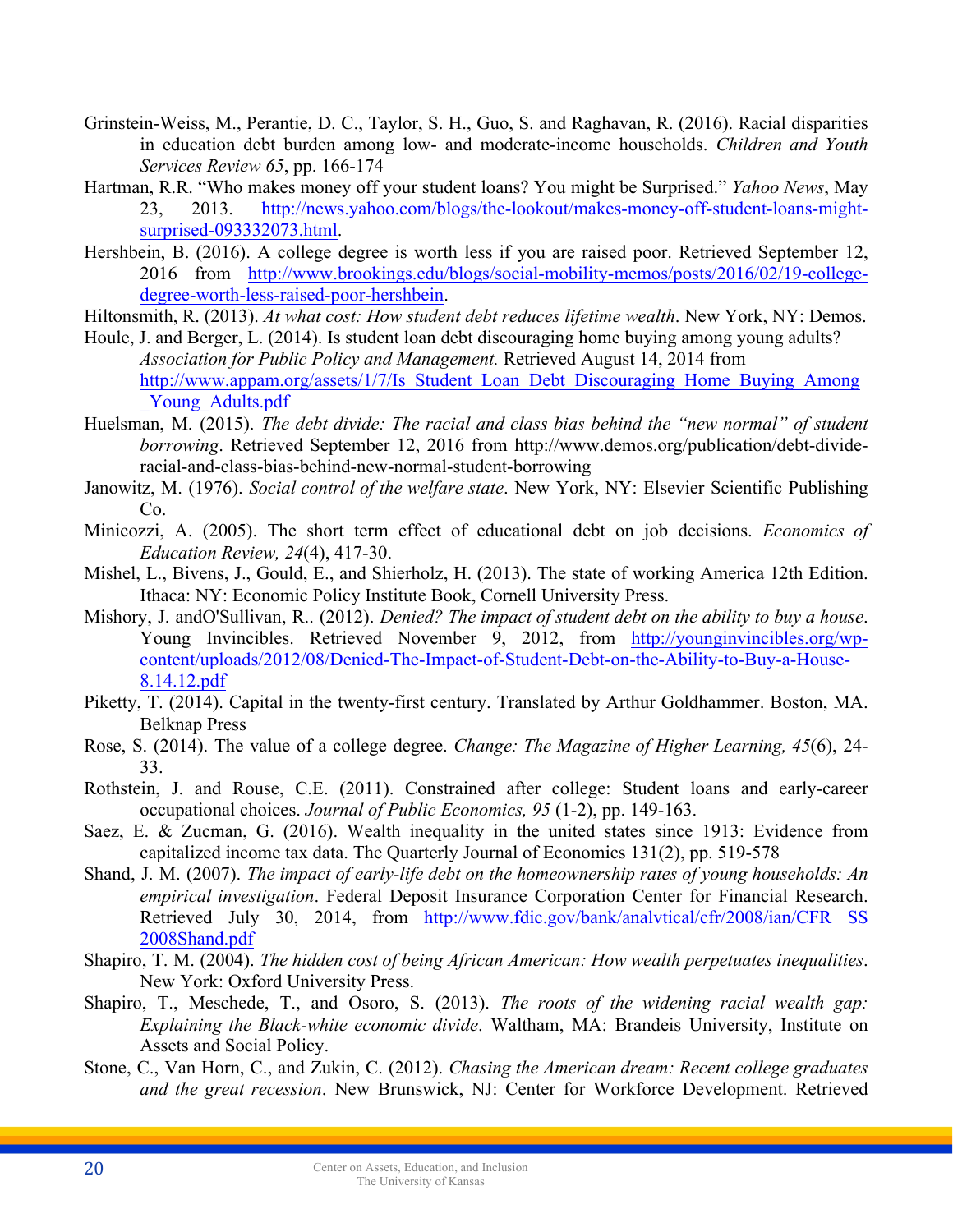Grinstein-Weiss, M., Perantie, D. C., Taylor, S. H., Guo, S. and Raghavan, R. (2016). Racial disparities in education debt burden among low- and moderate-income households. *Children and Youth Services Review 65*, pp. 166-174

Hartman, R.R. "Who makes money off your student loans? You might be Surprised." *Yahoo News*, May 23, 2013. http://news.yahoo.com/blogs/the-lookout/makes-money-off-student-loans-might-surprised-093332073.html.

Hershbein, B. (2016). A college degree is worth less if you are raised poor. Retrieved September 12, 2016 from http://www.brookings.edu/blogs/social-mobility-memos/posts/2016/02/19-college-degree-worth-less-raised-poor-hershbein.

Hiltonsmith, R. (2013). *At what cost: How student debt reduces lifetime wealth*. New York, NY: Demos.

Houle, J. and Berger, L. (2014). Is student loan debt discouraging home buying among young adults? *Association for Public Policy and Management.* Retrieved August 14, 2014 from http://www.appam.org/assets/1/7/Is_Student_Loan_Debt_Discouraging_Home_Buying_Among_Young_Adults.pdf

Huelsman, M. (2015). *The debt divide: The racial and class bias behind the "new normal" of student borrowing*. Retrieved September 12, 2016 from http://www.demos.org/publication/debt-divide-racial-and-class-bias-behind-new-normal-student-borrowing

Janowitz, M. (1976). *Social control of the welfare state*. New York, NY: Elsevier Scientific Publishing Co.

Minicozzi, A. (2005). The short term effect of educational debt on job decisions. *Economics of Education Review, 24*(4), 417-30.

Mishel, L., Bivens, J., Gould, E., and Shierholz, H. (2013). The state of working America 12th Edition. Ithaca: NY: Economic Policy Institute Book, Cornell University Press.

Mishory, J. andO'Sullivan, R.. (2012). *Denied? The impact of student debt on the ability to buy a house*. Young Invincibles. Retrieved November 9, 2012, from http://younginvincibles.org/wp-content/uploads/2012/08/Denied-The-Impact-of-Student-Debt-on-the-Ability-to-Buy-a-House-8.14.12.pdf

Piketty, T. (2014). Capital in the twenty-first century. Translated by Arthur Goldhammer. Boston, MA. Belknap Press

Rose, S. (2014). The value of a college degree. *Change: The Magazine of Higher Learning, 45*(6), 24-33.

Rothstein, J. and Rouse, C.E. (2011). Constrained after college: Student loans and early-career occupational choices. *Journal of Public Economics, 95* (1-2), pp. 149-163.

Saez, E. & Zucman, G. (2016). Wealth inequality in the united states since 1913: Evidence from capitalized income tax data. The Quarterly Journal of Economics 131(2), pp. 519-578

Shand, J. M. (2007). *The impact of early-life debt on the homeownership rates of young households: An empirical investigation*. Federal Deposit Insurance Corporation Center for Financial Research. Retrieved July 30, 2014, from http://www.fdic.gov/bank/analvtical/cfr/2008/ian/CFR_SS2008Shand.pdf

Shapiro, T. M. (2004). *The hidden cost of being African American: How wealth perpetuates inequalities*. New York: Oxford University Press.

Shapiro, T., Meschede, T., and Osoro, S. (2013). *The roots of the widening racial wealth gap: Explaining the Black-white economic divide*. Waltham, MA: Brandeis University, Institute on Assets and Social Policy.

Stone, C., Van Horn, C., and Zukin, C. (2012). *Chasing the American dream: Recent college graduates and the great recession*. New Brunswick, NJ: Center for Workforce Development. Retrieved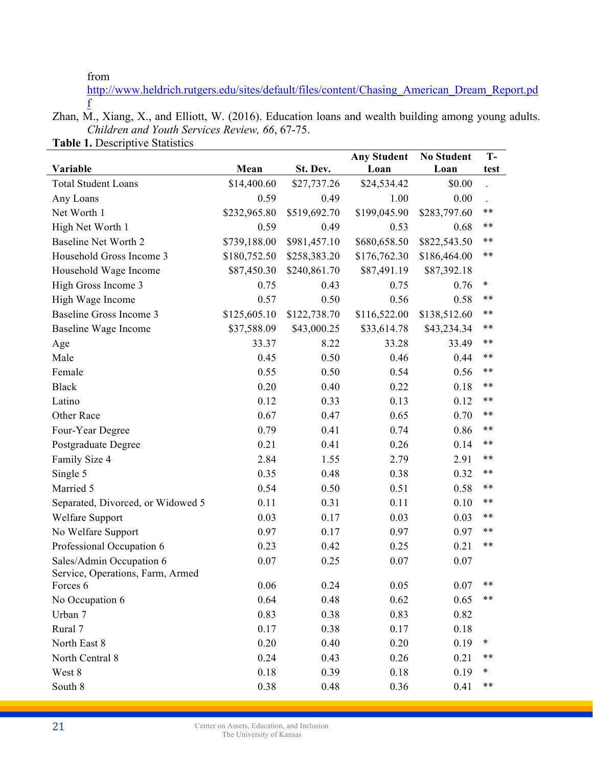from http://www.heldrich.rutgers.edu/sites/default/files/content/Chasing_American_Dream_Report.pdf

Zhan, M., Xiang, X., and Elliott, W. (2016). Education loans and wealth building among young adults. *Children and Youth Services Review, 66*, 67-75.

**Table 1.** Descriptive Statistics

| Variable | Mean | St. Dev. | Any Student Loan | No Student Loan | T-test |
|---|---|---|---|---|---|
| Total Student Loans | $14,400.60 | $27,737.26 | $24,534.42 | $0.00 | . |
| Any Loans | 0.59 | 0.49 | 1.00 | 0.00 | . |
| Net Worth 1 | $232,965.80 | $519,692.70 | $199,045.90 | $283,797.60 | ** |
| High Net Worth 1 | 0.59 | 0.49 | 0.53 | 0.68 | ** |
| Baseline Net Worth 2 | $739,188.00 | $981,457.10 | $680,658.50 | $822,543.50 | ** |
| Household Gross Income 3 | $180,752.50 | $258,383.20 | $176,762.30 | $186,464.00 | ** |
| Household Wage Income | $87,450.30 | $240,861.70 | $87,491.19 | $87,392.18 | |
| High Gross Income 3 | 0.75 | 0.43 | 0.75 | 0.76 | * |
| High Wage Income | 0.57 | 0.50 | 0.56 | 0.58 | ** |
| Baseline Gross Income 3 | $125,605.10 | $122,738.70 | $116,522.00 | $138,512.60 | ** |
| Baseline Wage Income | $37,588.09 | $43,000.25 | $33,614.78 | $43,234.34 | ** |
| Age | 33.37 | 8.22 | 33.28 | 33.49 | ** |
| Male | 0.45 | 0.50 | 0.46 | 0.44 | ** |
| Female | 0.55 | 0.50 | 0.54 | 0.56 | ** |
| Black | 0.20 | 0.40 | 0.22 | 0.18 | ** |
| Latino | 0.12 | 0.33 | 0.13 | 0.12 | ** |
| Other Race | 0.67 | 0.47 | 0.65 | 0.70 | ** |
| Four-Year Degree | 0.79 | 0.41 | 0.74 | 0.86 | ** |
| Postgraduate Degree | 0.21 | 0.41 | 0.26 | 0.14 | ** |
| Family Size 4 | 2.84 | 1.55 | 2.79 | 2.91 | ** |
| Single 5 | 0.35 | 0.48 | 0.38 | 0.32 | ** |
| Married 5 | 0.54 | 0.50 | 0.51 | 0.58 | ** |
| Separated, Divorced, or Widowed 5 | 0.11 | 0.31 | 0.11 | 0.10 | ** |
| Welfare Support | 0.03 | 0.17 | 0.03 | 0.03 | ** |
| No Welfare Support | 0.97 | 0.17 | 0.97 | 0.97 | ** |
| Professional Occupation 6 | 0.23 | 0.42 | 0.25 | 0.21 | ** |
| Sales/Admin Occupation 6 | 0.07 | 0.25 | 0.07 | 0.07 | |
| Service, Operations, Farm, Armed Forces 6 | 0.06 | 0.24 | 0.05 | 0.07 | ** |
| No Occupation 6 | 0.64 | 0.48 | 0.62 | 0.65 | ** |
| Urban 7 | 0.83 | 0.38 | 0.83 | 0.82 | |
| Rural 7 | 0.17 | 0.38 | 0.17 | 0.18 | |
| North East 8 | 0.20 | 0.40 | 0.20 | 0.19 | * |
| North Central 8 | 0.24 | 0.43 | 0.26 | 0.21 | ** |
| West 8 | 0.18 | 0.39 | 0.18 | 0.19 | * |
| South 8 | 0.38 | 0.48 | 0.36 | 0.41 | ** |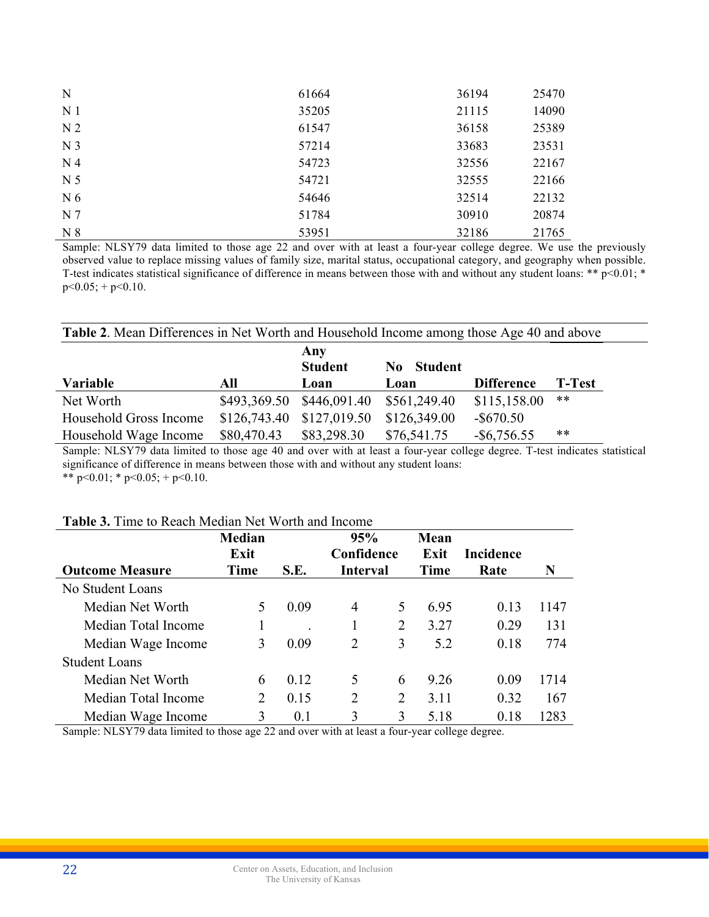| | | | |
|---|---|---|---|
| N | 61664 | 36194 | 25470 |
| N 1 | 35205 | 21115 | 14090 |
| N 2 | 61547 | 36158 | 25389 |
| N 3 | 57214 | 33683 | 23531 |
| N 4 | 54723 | 32556 | 22167 |
| N 5 | 54721 | 32555 | 22166 |
| N 6 | 54646 | 32514 | 22132 |
| N 7 | 51784 | 30910 | 20874 |
| N 8 | 53951 | 32186 | 21765 |

Sample: NLSY79 data limited to those age 22 and over with at least a four-year college degree. We use the previously observed value to replace missing values of family size, marital status, occupational category, and geography when possible. T-test indicates statistical significance of difference in means between those with and without any student loans: ** p<0.01; * p<0.05; + p<0.10.

**Table 2**. Mean Differences in Net Worth and Household Income among those Age 40 and above

| Variable | All | Any Student Loan | No Student Loan | Difference | T-Test |
|---|---|---|---|---|---|
| Net Worth | $493,369.50 | $446,091.40 | $561,249.40 | $115,158.00 | ** |
| Household Gross Income | $126,743.40 | $127,019.50 | $126,349.00 | -$670.50 | |
| Household Wage Income | $80,470.43 | $83,298.30 | $76,541.75 | -$6,756.55 | ** |

Sample: NLSY79 data limited to those age 40 and over with at least a four-year college degree. T-test indicates statistical significance of difference in means between those with and without any student loans:
** p<0.01; * p<0.05; + p<0.10.

**Table 3.** Time to Reach Median Net Worth and Income

| Outcome Measure | Median Exit Time | S.E. | 95% Confidence Interval | | Mean Exit Time | Incidence Rate | N |
|---|---|---|---|---|---|---|---|
| No Student Loans | | | | | | | |
| Median Net Worth | 5 | 0.09 | 4 | 5 | 6.95 | 0.13 | 1147 |
| Median Total Income | 1 | . | 1 | 2 | 3.27 | 0.29 | 131 |
| Median Wage Income | 3 | 0.09 | 2 | 3 | 5.2 | 0.18 | 774 |
| Student Loans | | | | | | | |
| Median Net Worth | 6 | 0.12 | 5 | 6 | 9.26 | 0.09 | 1714 |
| Median Total Income | 2 | 0.15 | 2 | 2 | 3.11 | 0.32 | 167 |
| Median Wage Income | 3 | 0.1 | 3 | 3 | 5.18 | 0.18 | 1283 |

Sample: NLSY79 data limited to those age 22 and over with at least a four-year college degree.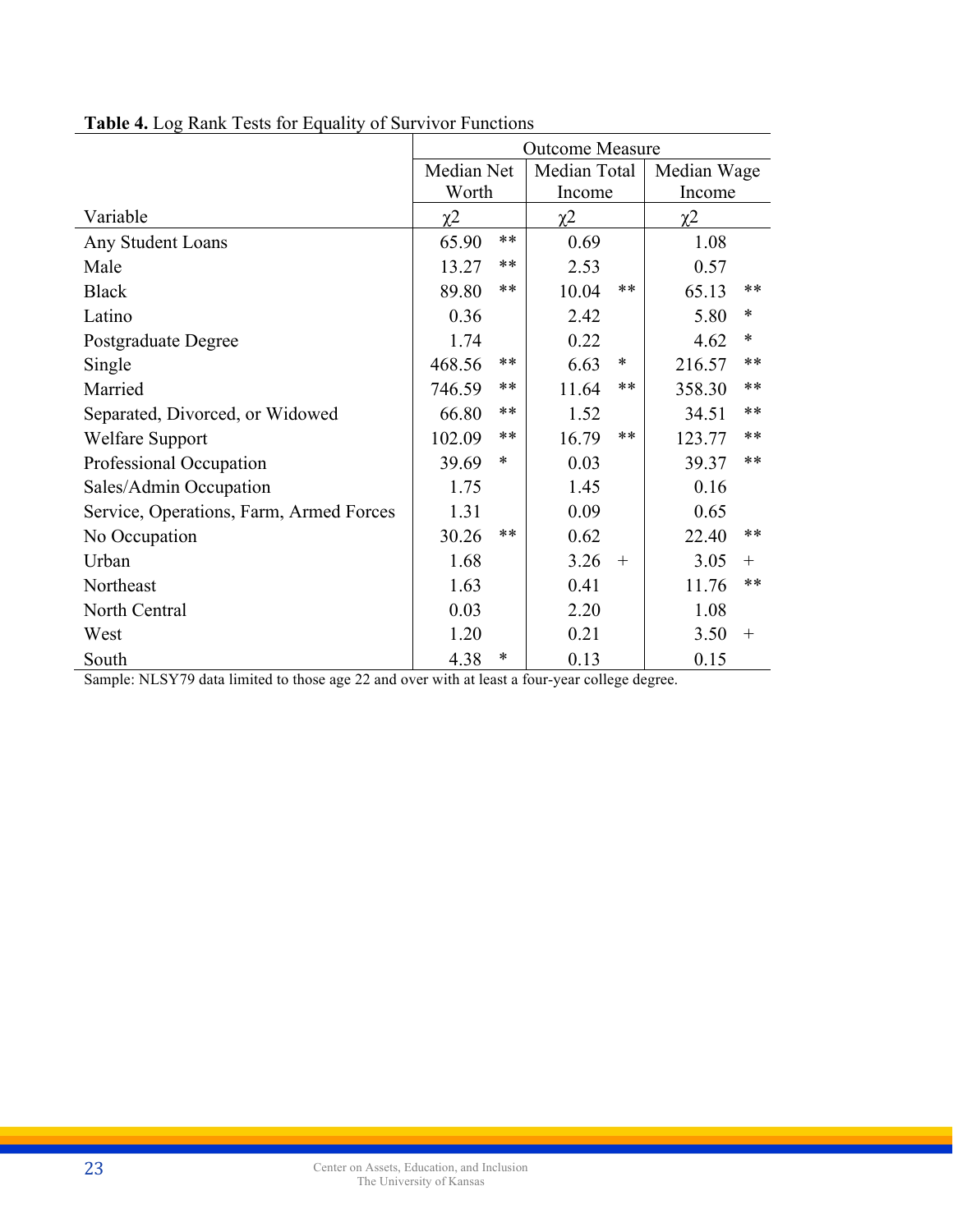**Table 4.** Log Rank Tests for Equality of Survivor Functions

| | Outcome Measure | | | | | |
|---|---|---|---|---|---|---|
| | Median Net Worth | | Median Total Income | | Median Wage Income | |
| Variable | χ2 | | χ2 | | χ2 | |
| Any Student Loans | 65.90 | ** | 0.69 | | 1.08 | |
| Male | 13.27 | ** | 2.53 | | 0.57 | |
| Black | 89.80 | ** | 10.04 | ** | 65.13 | ** |
| Latino | 0.36 | | 2.42 | | 5.80 | * |
| Postgraduate Degree | 1.74 | | 0.22 | | 4.62 | * |
| Single | 468.56 | ** | 6.63 | * | 216.57 | ** |
| Married | 746.59 | ** | 11.64 | ** | 358.30 | ** |
| Separated, Divorced, or Widowed | 66.80 | ** | 1.52 | | 34.51 | ** |
| Welfare Support | 102.09 | ** | 16.79 | ** | 123.77 | ** |
| Professional Occupation | 39.69 | * | 0.03 | | 39.37 | ** |
| Sales/Admin Occupation | 1.75 | | 1.45 | | 0.16 | |
| Service, Operations, Farm, Armed Forces | 1.31 | | 0.09 | | 0.65 | |
| No Occupation | 30.26 | ** | 0.62 | | 22.40 | ** |
| Urban | 1.68 | | 3.26 | + | 3.05 | + |
| Northeast | 1.63 | | 0.41 | | 11.76 | ** |
| North Central | 0.03 | | 2.20 | | 1.08 | |
| West | 1.20 | | 0.21 | | 3.50 | + |
| South | 4.38 | * | 0.13 | | 0.15 | |

Sample: NLSY79 data limited to those age 22 and over with at least a four-year college degree.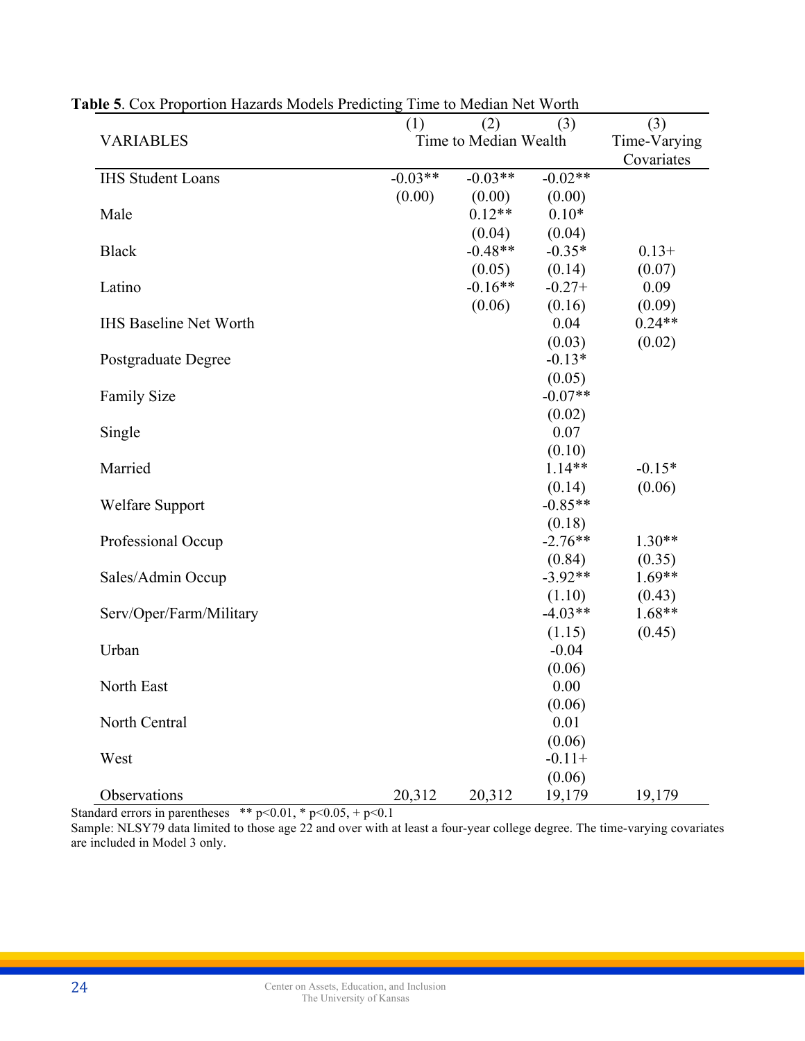**Table 5**. Cox Proportion Hazards Models Predicting Time to Median Net Worth

| VARIABLES | (1) | (2) | (3) | (3) |
|---|---|---|---|---|
| | Time to Median Wealth | | | Time-Varying Covariates |
| IHS Student Loans | -0.03** | -0.03** | -0.02** | |
| | (0.00) | (0.00) | (0.00) | |
| Male | | 0.12** | 0.10* | |
| | | (0.04) | (0.04) | |
| Black | | -0.48** | -0.35* | 0.13+ |
| | | (0.05) | (0.14) | (0.07) |
| Latino | | -0.16** | -0.27+ | 0.09 |
| | | (0.06) | (0.16) | (0.09) |
| IHS Baseline Net Worth | | | 0.04 | 0.24** |
| | | | (0.03) | (0.02) |
| Postgraduate Degree | | | -0.13* | |
| | | | (0.05) | |
| Family Size | | | -0.07** | |
| | | | (0.02) | |
| Single | | | 0.07 | |
| | | | (0.10) | |
| Married | | | 1.14** | -0.15* |
| | | | (0.14) | (0.06) |
| Welfare Support | | | -0.85** | |
| | | | (0.18) | |
| Professional Occup | | | -2.76** | 1.30** |
| | | | (0.84) | (0.35) |
| Sales/Admin Occup | | | -3.92** | 1.69** |
| | | | (1.10) | (0.43) |
| Serv/Oper/Farm/Military | | | -4.03** | 1.68** |
| | | | (1.15) | (0.45) |
| Urban | | | -0.04 | |
| | | | (0.06) | |
| North East | | | 0.00 | |
| | | | (0.06) | |
| North Central | | | 0.01 | |
| | | | (0.06) | |
| West | | | -0.11+ | |
| | | | (0.06) | |
| Observations | 20,312 | 20,312 | 19,179 | 19,179 |

Standard errors in parentheses ** p<0.01, * p<0.05, + p<0.1

Sample: NLSY79 data limited to those age 22 and over with at least a four-year college degree. The time-varying covariates are included in Model 3 only.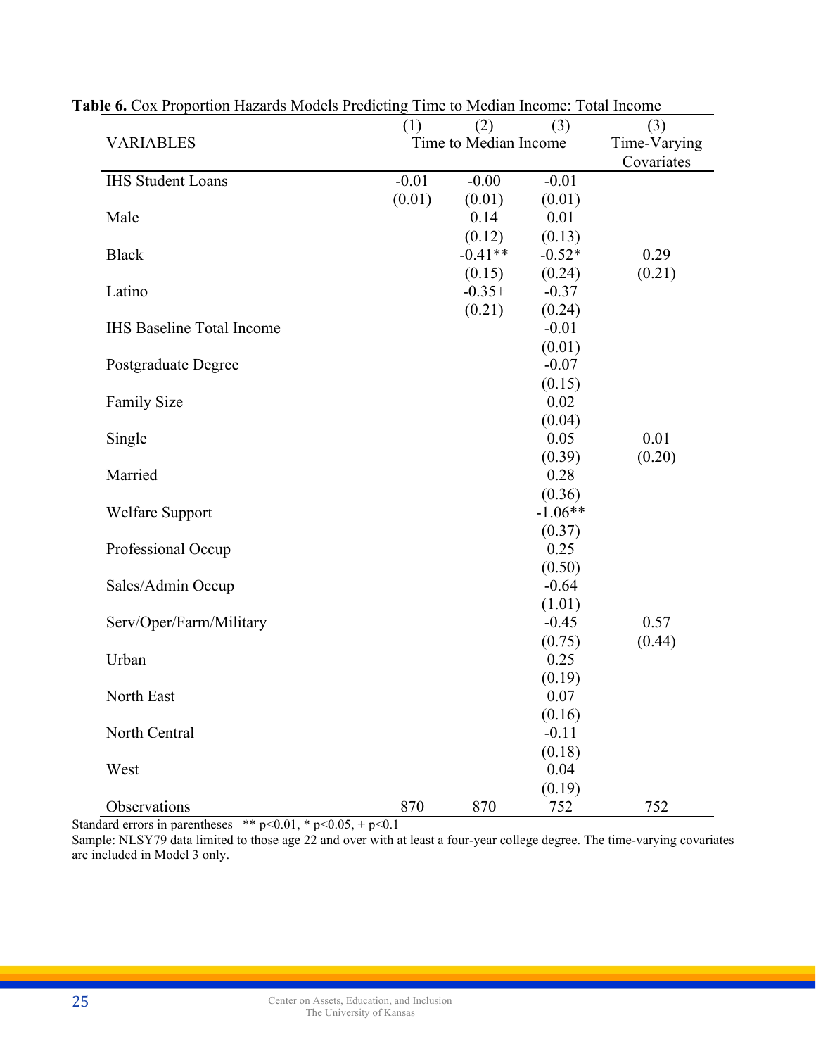**Table 6.** Cox Proportion Hazards Models Predicting Time to Median Income: Total Income

| VARIABLES | (1) | (2) | (3) | (3) |
|---|---|---|---|---|
| | Time to Median Income | | | Time-Varying Covariates |
| IHS Student Loans | -0.01 | -0.00 | -0.01 | |
| | (0.01) | (0.01) | (0.01) | |
| Male | | 0.14 | 0.01 | |
| | | (0.12) | (0.13) | |
| Black | | -0.41** | -0.52* | 0.29 |
| | | (0.15) | (0.24) | (0.21) |
| Latino | | -0.35+ | -0.37 | |
| | | (0.21) | (0.24) | |
| IHS Baseline Total Income | | | -0.01 | |
| | | | (0.01) | |
| Postgraduate Degree | | | -0.07 | |
| | | | (0.15) | |
| Family Size | | | 0.02 | |
| | | | (0.04) | |
| Single | | | 0.05 | 0.01 |
| | | | (0.39) | (0.20) |
| Married | | | 0.28 | |
| | | | (0.36) | |
| Welfare Support | | | -1.06** | |
| | | | (0.37) | |
| Professional Occup | | | 0.25 | |
| | | | (0.50) | |
| Sales/Admin Occup | | | -0.64 | |
| | | | (1.01) | |
| Serv/Oper/Farm/Military | | | -0.45 | 0.57 |
| | | | (0.75) | (0.44) |
| Urban | | | 0.25 | |
| | | | (0.19) | |
| North East | | | 0.07 | |
| | | | (0.16) | |
| North Central | | | -0.11 | |
| | | | (0.18) | |
| West | | | 0.04 | |
| | | | (0.19) | |
| Observations | 870 | 870 | 752 | 752 |

Standard errors in parentheses ** p<0.01, * p<0.05, + p<0.1

Sample: NLSY79 data limited to those age 22 and over with at least a four-year college degree. The time-varying covariates are included in Model 3 only.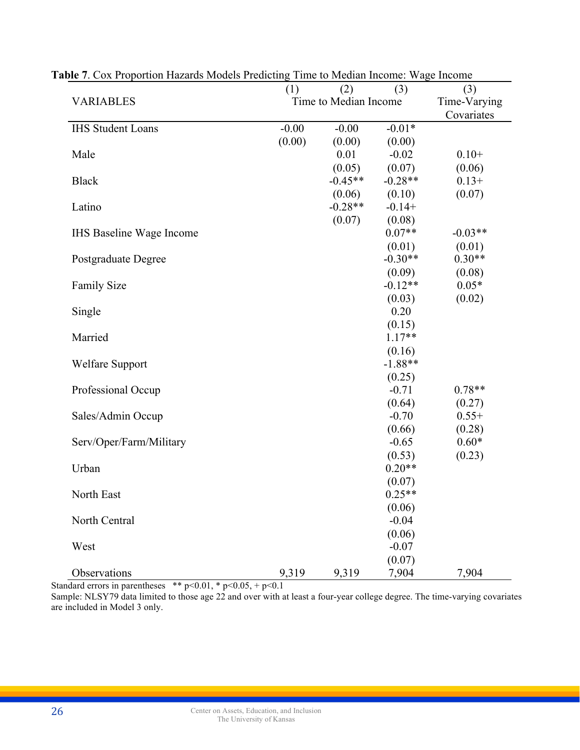**Table 7**. Cox Proportion Hazards Models Predicting Time to Median Income: Wage Income

| VARIABLES | (1) Time to Median Income | (2) | (3) | (3) Time-Varying Covariates |
|---|---|---|---|---|
| IHS Student Loans | -0.00 | -0.00 | -0.01* | |
| | (0.00) | (0.00) | (0.00) | |
| Male | | 0.01 | -0.02 | 0.10+ |
| | | (0.05) | (0.07) | (0.06) |
| Black | | -0.45** | -0.28** | 0.13+ |
| | | (0.06) | (0.10) | (0.07) |
| Latino | | -0.28** | -0.14+ | |
| | | (0.07) | (0.08) | |
| IHS Baseline Wage Income | | | 0.07** | -0.03** |
| | | | (0.01) | (0.01) |
| Postgraduate Degree | | | -0.30** | 0.30** |
| | | | (0.09) | (0.08) |
| Family Size | | | -0.12** | 0.05* |
| | | | (0.03) | (0.02) |
| Single | | | 0.20 | |
| | | | (0.15) | |
| Married | | | 1.17** | |
| | | | (0.16) | |
| Welfare Support | | | -1.88** | |
| | | | (0.25) | |
| Professional Occup | | | -0.71 | 0.78** |
| | | | (0.64) | (0.27) |
| Sales/Admin Occup | | | -0.70 | 0.55+ |
| | | | (0.66) | (0.28) |
| Serv/Oper/Farm/Military | | | -0.65 | 0.60* |
| | | | (0.53) | (0.23) |
| Urban | | | 0.20** | |
| | | | (0.07) | |
| North East | | | 0.25** | |
| | | | (0.06) | |
| North Central | | | -0.04 | |
| | | | (0.06) | |
| West | | | -0.07 | |
| | | | (0.07) | |
| Observations | 9,319 | 9,319 | 7,904 | 7,904 |

Standard errors in parentheses ** p<0.01, * p<0.05, + p<0.1

Sample: NLSY79 data limited to those age 22 and over with at least a four-year college degree. The time-varying covariates are included in Model 3 only.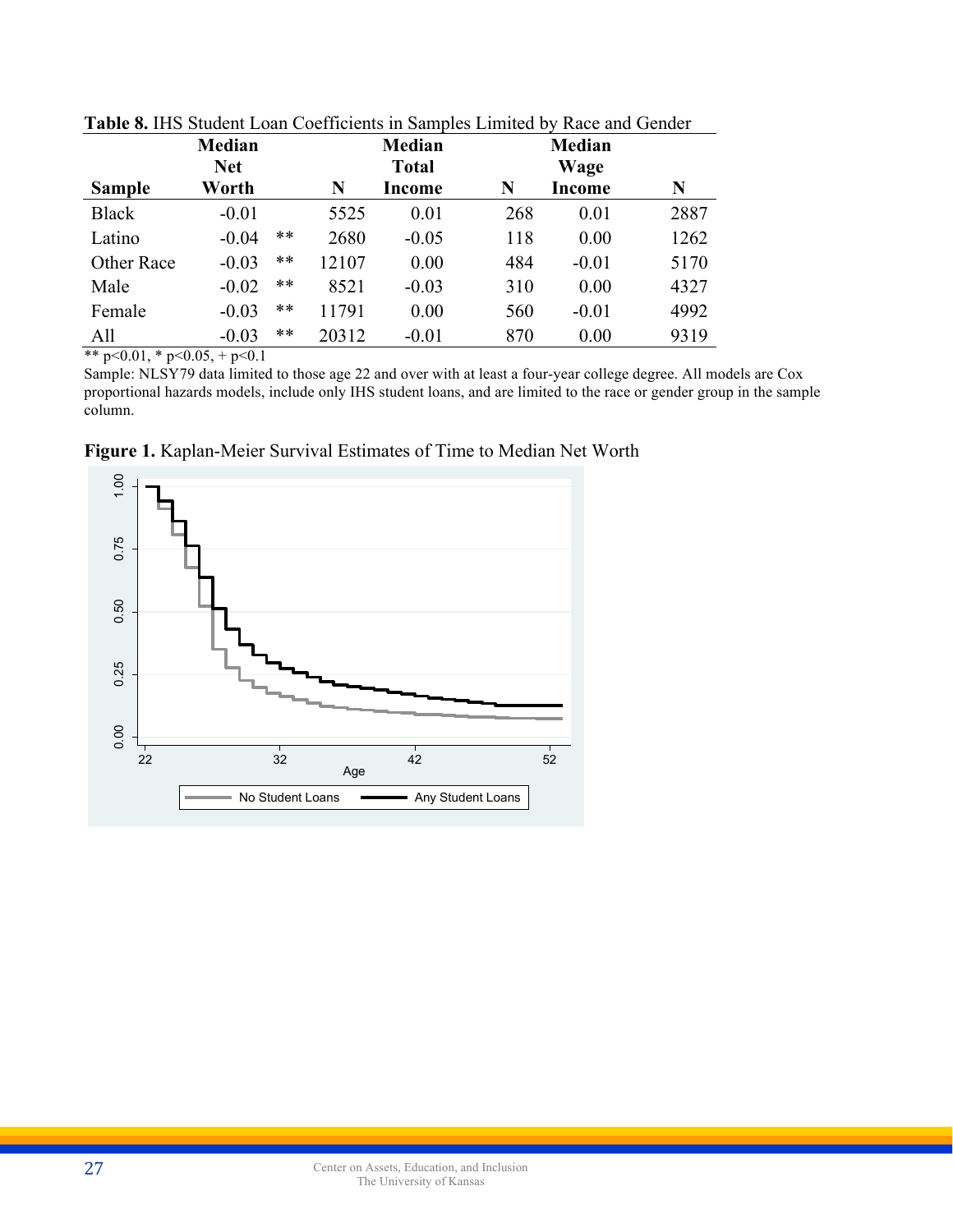**Table 8.** IHS Student Loan Coefficients in Samples Limited by Race and Gender

| Sample | Median Net Worth | | N | Median Total Income | N | Median Wage Income | N |
|---|---|---|---|---|---|---|---|
| Black | -0.01 | | 5525 | 0.01 | 268 | 0.01 | 2887 |
| Latino | -0.04 | ** | 2680 | -0.05 | 118 | 0.00 | 1262 |
| Other Race | -0.03 | ** | 12107 | 0.00 | 484 | -0.01 | 5170 |
| Male | -0.02 | ** | 8521 | -0.03 | 310 | 0.00 | 4327 |
| Female | -0.03 | ** | 11791 | 0.00 | 560 | -0.01 | 4992 |
| All | -0.03 | ** | 20312 | -0.01 | 870 | 0.00 | 9319 |

** p<0.01, * p<0.05, + p<0.1

Sample: NLSY79 data limited to those age 22 and over with at least a four-year college degree. All models are Cox proportional hazards models, include only IHS student loans, and are limited to the race or gender group in the sample column.

**Figure 1.** Kaplan-Meier Survival Estimates of Time to Median Net Worth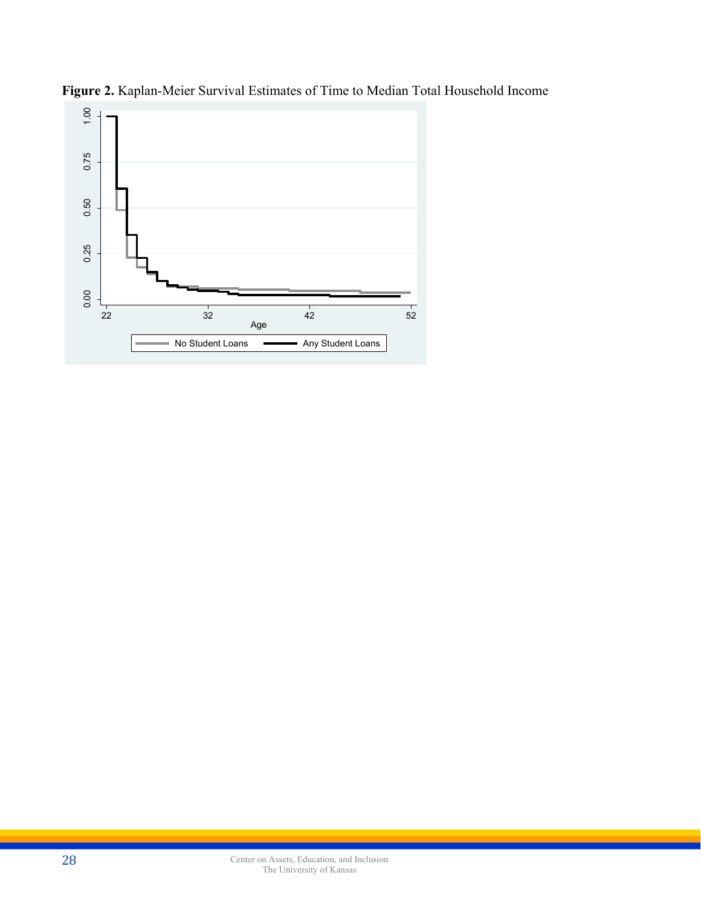**Figure 2.** Kaplan-Meier Survival Estimates of Time to Median Total Household Income

1.00
0.75
0.50
0.25
0.00

22
32
42
52

Age

No Student Loans
Any Student Loans